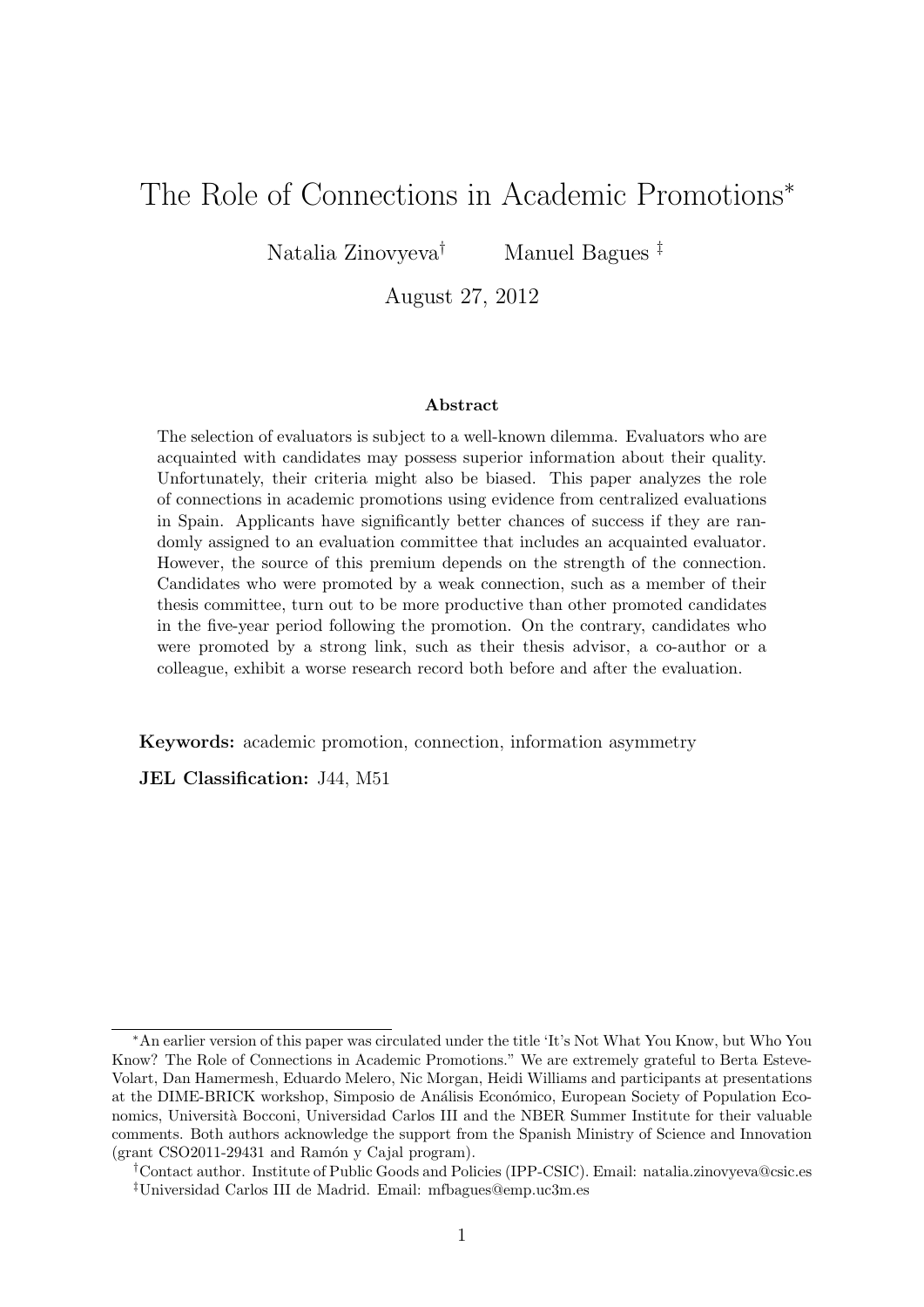# The Role of Connections in Academic Promotions*

Natalia Zinovyeva[†] Manuel Bagues[‡]

August 27, 2012

## Abstract

The selection of evaluators is subject to a well-known dilemma. Evaluators who are acquainted with candidates may possess superior information about their quality. Unfortunately, their criteria might also be biased. This paper analyzes the role of connections in academic promotions using evidence from centralized evaluations in Spain. Applicants have significantly better chances of success if they are randomly assigned to an evaluation committee that includes an acquainted evaluator. However, the source of this premium depends on the strength of the connection. Candidates who were promoted by a weak connection, such as a member of their thesis committee, turn out to be more productive than other promoted candidates in the five-year period following the promotion. On the contrary, candidates who were promoted by a strong link, such as their thesis advisor, a co-author or a colleague, exhibit a worse research record both before and after the evaluation.

**Keywords:** academic promotion, connection, information asymmetry

**JEL Classification:** J44, M51

---

*An earlier version of this paper was circulated under the title 'It's Not What You Know, but Who You Know? The Role of Connections in Academic Promotions." We are extremely grateful to Berta Esteve-Volart, Dan Hamermesh, Eduardo Melero, Nic Morgan, Heidi Williams and participants at presentations at the DIME-BRICK workshop, Simposio de Análisis Económico, European Society of Population Economics, Università Bocconi, Universidad Carlos III and the NBER Summer Institute for their valuable comments. Both authors acknowledge the support from the Spanish Ministry of Science and Innovation (grant CSO2011-29431 and Ramón y Cajal program).

[†]Contact author. Institute of Public Goods and Policies (IPP-CSIC). Email: natalia.zinovyeva@csic.es

[‡]Universidad Carlos III de Madrid. Email: mfbagues@emp.uc3m.es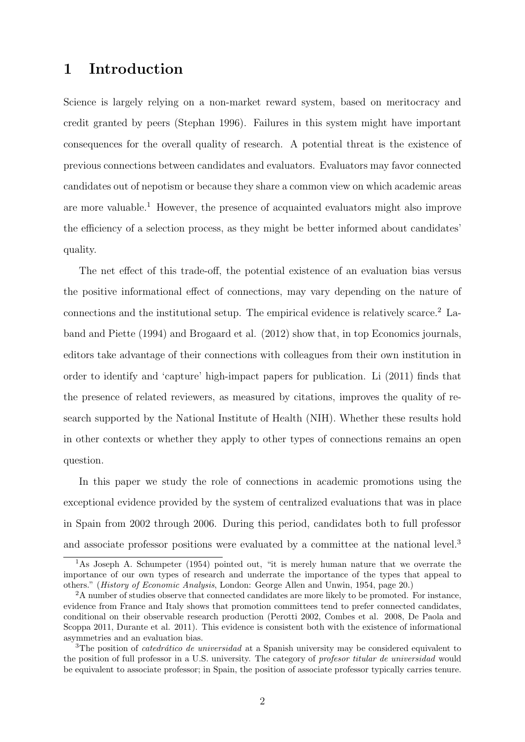# 1 Introduction

Science is largely relying on a non-market reward system, based on meritocracy and credit granted by peers (Stephan 1996). Failures in this system might have important consequences for the overall quality of research. A potential threat is the existence of previous connections between candidates and evaluators. Evaluators may favor connected candidates out of nepotism or because they share a common view on which academic areas are more valuable.[1] However, the presence of acquainted evaluators might also improve the efficiency of a selection process, as they might be better informed about candidates' quality.

The net effect of this trade-off, the potential existence of an evaluation bias versus the positive informational effect of connections, may vary depending on the nature of connections and the institutional setup. The empirical evidence is relatively scarce.[2] Laband and Piette (1994) and Brogaard et al. (2012) show that, in top Economics journals, editors take advantage of their connections with colleagues from their own institution in order to identify and 'capture' high-impact papers for publication. Li (2011) finds that the presence of related reviewers, as measured by citations, improves the quality of research supported by the National Institute of Health (NIH). Whether these results hold in other contexts or whether they apply to other types of connections remains an open question.

In this paper we study the role of connections in academic promotions using the exceptional evidence provided by the system of centralized evaluations that was in place in Spain from 2002 through 2006. During this period, candidates both to full professor and associate professor positions were evaluated by a committee at the national level.[3]

[1] As Joseph A. Schumpeter (1954) pointed out, "it is merely human nature that we overrate the importance of our own types of research and underrate the importance of the types that appeal to others." (*History of Economic Analysis*, London: George Allen and Unwin, 1954, page 20.)

[2] A number of studies observe that connected candidates are more likely to be promoted. For instance, evidence from France and Italy shows that promotion committees tend to prefer connected candidates, conditional on their observable research production (Perotti 2002, Combes et al. 2008, De Paola and Scoppa 2011, Durante et al. 2011). This evidence is consistent both with the existence of informational asymmetries and an evaluation bias.

[3] The position of *catedrático de universidad* at a Spanish university may be considered equivalent to the position of full professor in a U.S. university. The category of *profesor titular de universidad* would be equivalent to associate professor; in Spain, the position of associate professor typically carries tenure.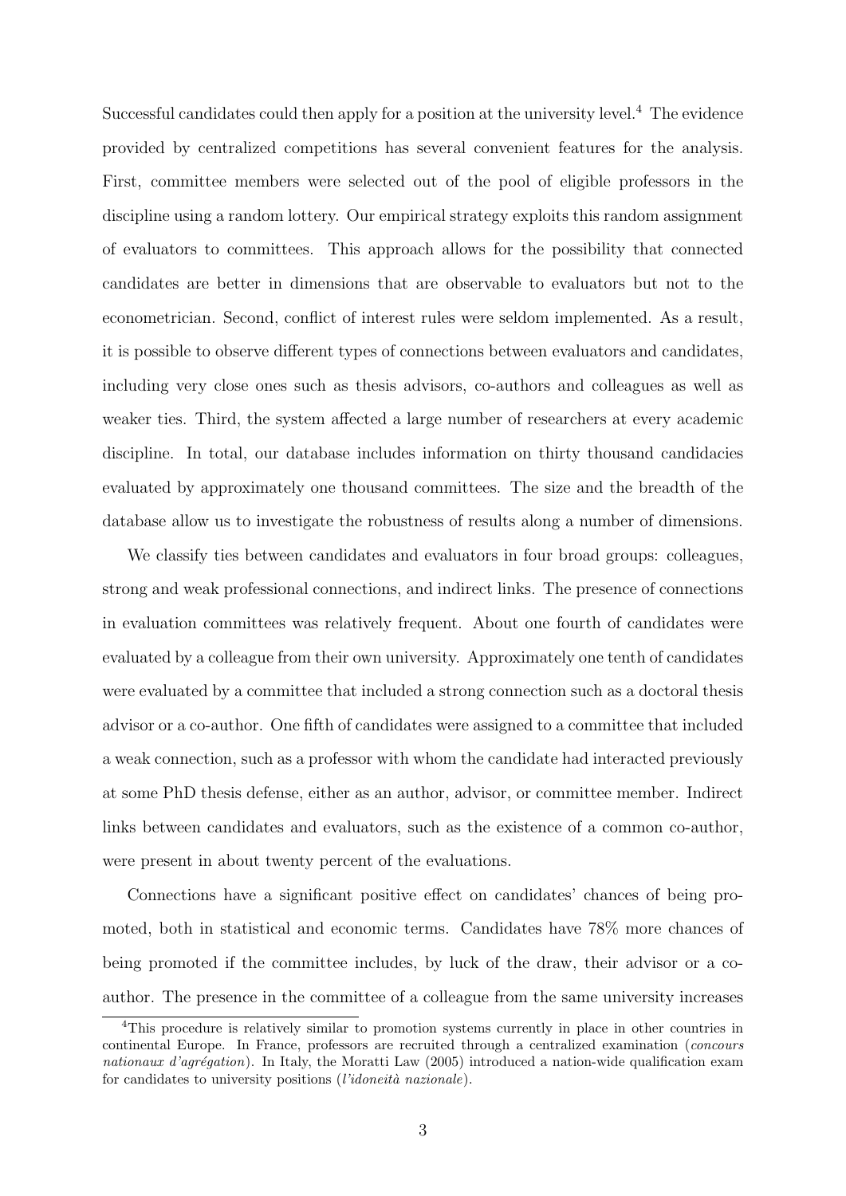Successful candidates could then apply for a position at the university level.[4] The evidence provided by centralized competitions has several convenient features for the analysis. First, committee members were selected out of the pool of eligible professors in the discipline using a random lottery. Our empirical strategy exploits this random assignment of evaluators to committees. This approach allows for the possibility that connected candidates are better in dimensions that are observable to evaluators but not to the econometrician. Second, conflict of interest rules were seldom implemented. As a result, it is possible to observe different types of connections between evaluators and candidates, including very close ones such as thesis advisors, co-authors and colleagues as well as weaker ties. Third, the system affected a large number of researchers at every academic discipline. In total, our database includes information on thirty thousand candidacies evaluated by approximately one thousand committees. The size and the breadth of the database allow us to investigate the robustness of results along a number of dimensions.

We classify ties between candidates and evaluators in four broad groups: colleagues, strong and weak professional connections, and indirect links. The presence of connections in evaluation committees was relatively frequent. About one fourth of candidates were evaluated by a colleague from their own university. Approximately one tenth of candidates were evaluated by a committee that included a strong connection such as a doctoral thesis advisor or a co-author. One fifth of candidates were assigned to a committee that included a weak connection, such as a professor with whom the candidate had interacted previously at some PhD thesis defense, either as an author, advisor, or committee member. Indirect links between candidates and evaluators, such as the existence of a common co-author, were present in about twenty percent of the evaluations.

Connections have a significant positive effect on candidates' chances of being promoted, both in statistical and economic terms. Candidates have 78% more chances of being promoted if the committee includes, by luck of the draw, their advisor or a co-author. The presence in the committee of a colleague from the same university increases

[4] This procedure is relatively similar to promotion systems currently in place in other countries in continental Europe. In France, professors are recruited through a centralized examination (*concours nationaux d'agrégation*). In Italy, the Moratti Law (2005) introduced a nation-wide qualification exam for candidates to university positions (*l'idoneità nazionale*).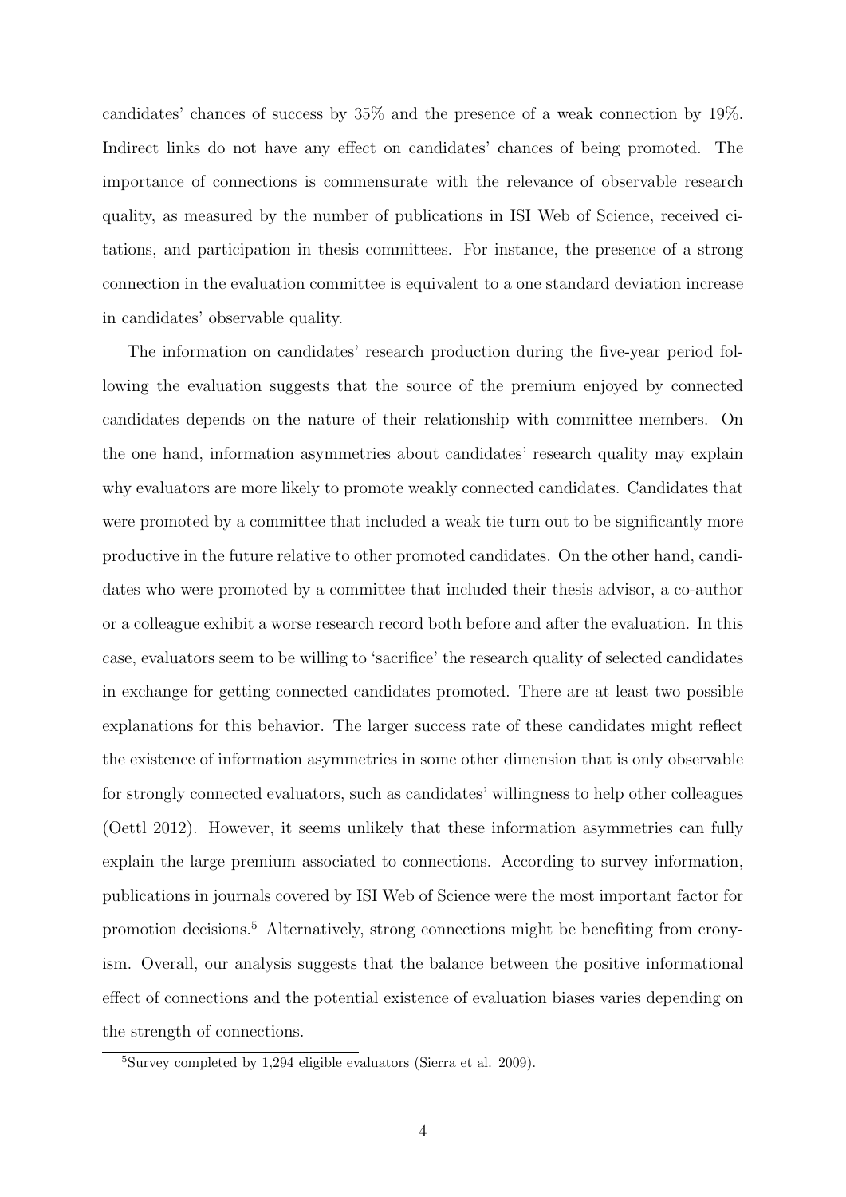candidates' chances of success by 35% and the presence of a weak connection by 19%. Indirect links do not have any effect on candidates' chances of being promoted. The importance of connections is commensurate with the relevance of observable research quality, as measured by the number of publications in ISI Web of Science, received citations, and participation in thesis committees. For instance, the presence of a strong connection in the evaluation committee is equivalent to a one standard deviation increase in candidates' observable quality.

The information on candidates' research production during the five-year period following the evaluation suggests that the source of the premium enjoyed by connected candidates depends on the nature of their relationship with committee members. On the one hand, information asymmetries about candidates' research quality may explain why evaluators are more likely to promote weakly connected candidates. Candidates that were promoted by a committee that included a weak tie turn out to be significantly more productive in the future relative to other promoted candidates. On the other hand, candidates who were promoted by a committee that included their thesis advisor, a co-author or a colleague exhibit a worse research record both before and after the evaluation. In this case, evaluators seem to be willing to 'sacrifice' the research quality of selected candidates in exchange for getting connected candidates promoted. There are at least two possible explanations for this behavior. The larger success rate of these candidates might reflect the existence of information asymmetries in some other dimension that is only observable for strongly connected evaluators, such as candidates' willingness to help other colleagues (Oettl 2012). However, it seems unlikely that these information asymmetries can fully explain the large premium associated to connections. According to survey information, publications in journals covered by ISI Web of Science were the most important factor for promotion decisions.[5] Alternatively, strong connections might be benefiting from cronyism. Overall, our analysis suggests that the balance between the positive informational effect of connections and the potential existence of evaluation biases varies depending on the strength of connections.

[5]Survey completed by 1,294 eligible evaluators (Sierra et al. 2009).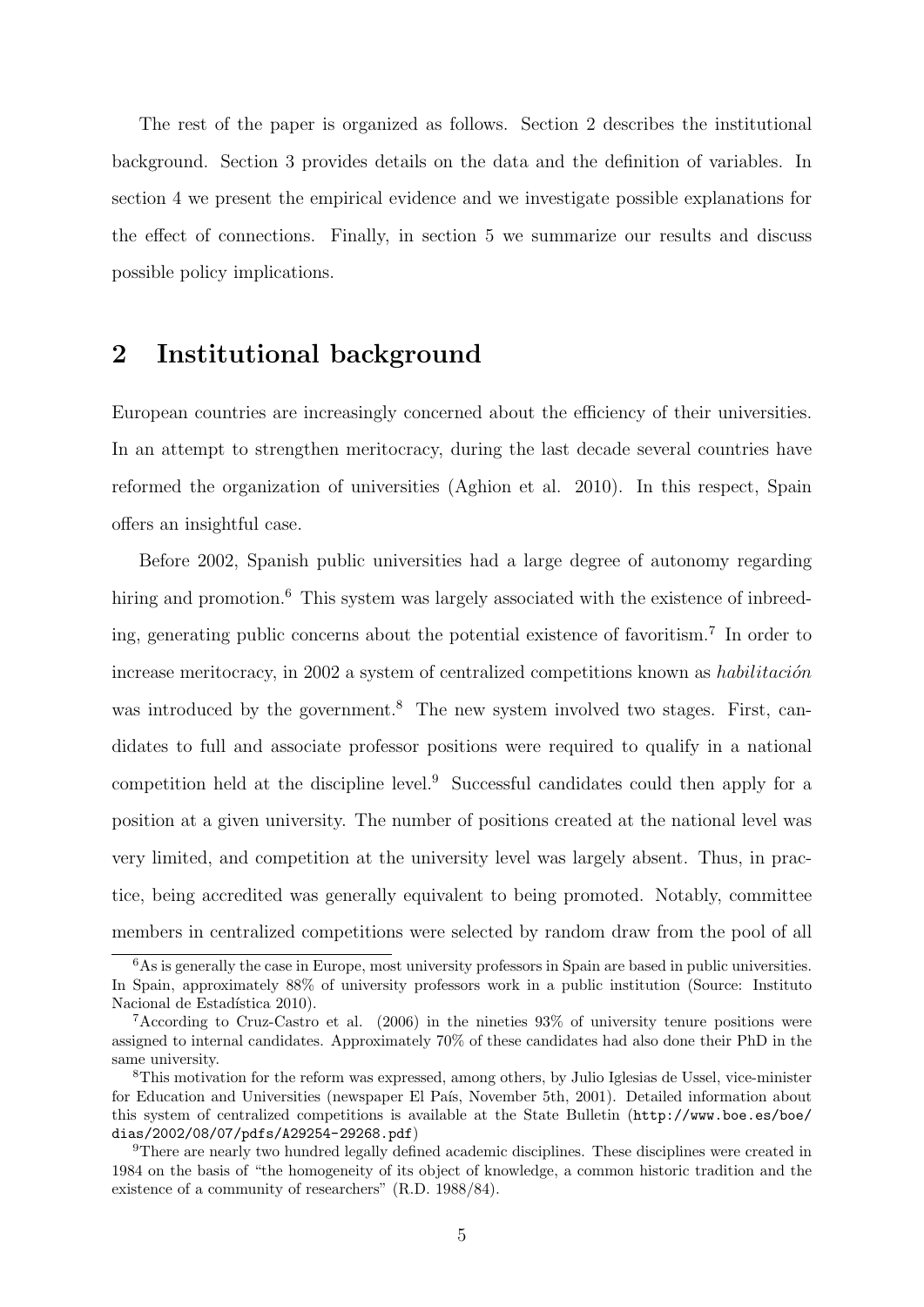The rest of the paper is organized as follows. Section 2 describes the institutional background. Section 3 provides details on the data and the definition of variables. In section 4 we present the empirical evidence and we investigate possible explanations for the effect of connections. Finally, in section 5 we summarize our results and discuss possible policy implications.

## 2 Institutional background

European countries are increasingly concerned about the efficiency of their universities. In an attempt to strengthen meritocracy, during the last decade several countries have reformed the organization of universities (Aghion et al. 2010). In this respect, Spain offers an insightful case.

Before 2002, Spanish public universities had a large degree of autonomy regarding hiring and promotion.[6] This system was largely associated with the existence of inbreeding, generating public concerns about the potential existence of favoritism.[7] In order to increase meritocracy, in 2002 a system of centralized competitions known as *habilitación* was introduced by the government.[8] The new system involved two stages. First, candidates to full and associate professor positions were required to qualify in a national competition held at the discipline level.[9] Successful candidates could then apply for a position at a given university. The number of positions created at the national level was very limited, and competition at the university level was largely absent. Thus, in practice, being accredited was generally equivalent to being promoted. Notably, committee members in centralized competitions were selected by random draw from the pool of all

---

[6] As is generally the case in Europe, most university professors in Spain are based in public universities. In Spain, approximately 88% of university professors work in a public institution (Source: Instituto Nacional de Estadística 2010).

[7] According to Cruz-Castro et al. (2006) in the nineties 93% of university tenure positions were assigned to internal candidates. Approximately 70% of these candidates had also done their PhD in the same university.

[8] This motivation for the reform was expressed, among others, by Julio Iglesias de Ussel, vice-minister for Education and Universities (newspaper El País, November 5th, 2001). Detailed information about this system of centralized competitions is available at the State Bulletin (`http://www.boe.es/boe/dias/2002/08/07/pdfs/A29254-29268.pdf`)

[9] There are nearly two hundred legally defined academic disciplines. These disciplines were created in 1984 on the basis of "the homogeneity of its object of knowledge, a common historic tradition and the existence of a community of researchers" (R.D. 1988/84).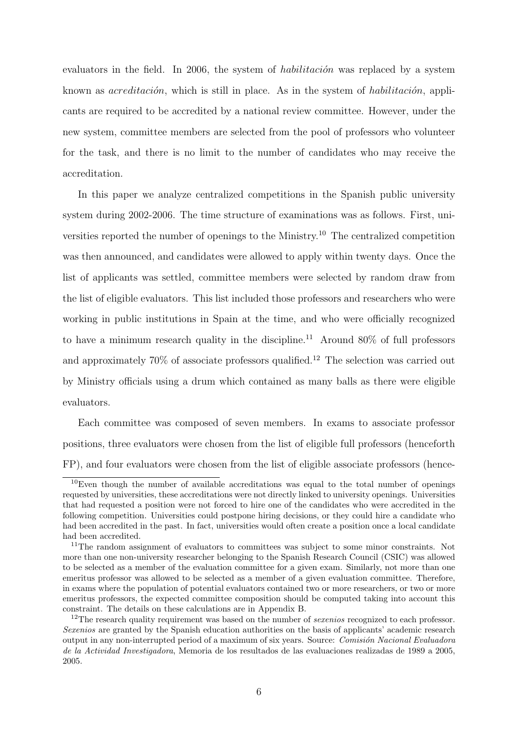evaluators in the field. In 2006, the system of *habilitación* was replaced by a system known as *acreditación*, which is still in place. As in the system of *habilitación*, applicants are required to be accredited by a national review committee. However, under the new system, committee members are selected from the pool of professors who volunteer for the task, and there is no limit to the number of candidates who may receive the accreditation.

In this paper we analyze centralized competitions in the Spanish public university system during 2002-2006. The time structure of examinations was as follows. First, universities reported the number of openings to the Ministry.[10] The centralized competition was then announced, and candidates were allowed to apply within twenty days. Once the list of applicants was settled, committee members were selected by random draw from the list of eligible evaluators. This list included those professors and researchers who were working in public institutions in Spain at the time, and who were officially recognized to have a minimum research quality in the discipline.[11] Around 80% of full professors and approximately 70% of associate professors qualified.[12] The selection was carried out by Ministry officials using a drum which contained as many balls as there were eligible evaluators.

Each committee was composed of seven members. In exams to associate professor positions, three evaluators were chosen from the list of eligible full professors (henceforth FP), and four evaluators were chosen from the list of eligible associate professors (hence-

[10] Even though the number of available accreditations was equal to the total number of openings requested by universities, these accreditations were not directly linked to university openings. Universities that had requested a position were not forced to hire one of the candidates who were accredited in the following competition. Universities could postpone hiring decisions, or they could hire a candidate who had been accredited in the past. In fact, universities would often create a position once a local candidate had been accredited.

[11] The random assignment of evaluators to committees was subject to some minor constraints. Not more than one non-university researcher belonging to the Spanish Research Council (CSIC) was allowed to be selected as a member of the evaluation committee for a given exam. Similarly, not more than one emeritus professor was allowed to be selected as a member of a given evaluation committee. Therefore, in exams where the population of potential evaluators contained two or more researchers, or two or more emeritus professors, the expected committee composition should be computed taking into account this constraint. The details on these calculations are in Appendix B.

[12] The research quality requirement was based on the number of *sexenios* recognized to each professor. *Sexenios* are granted by the Spanish education authorities on the basis of applicants' academic research output in any non-interrupted period of a maximum of six years. Source: *Comisión Nacional Evaluadora de la Actividad Investigadora*, Memoria de los resultados de las evaluaciones realizadas de 1989 a 2005, 2005.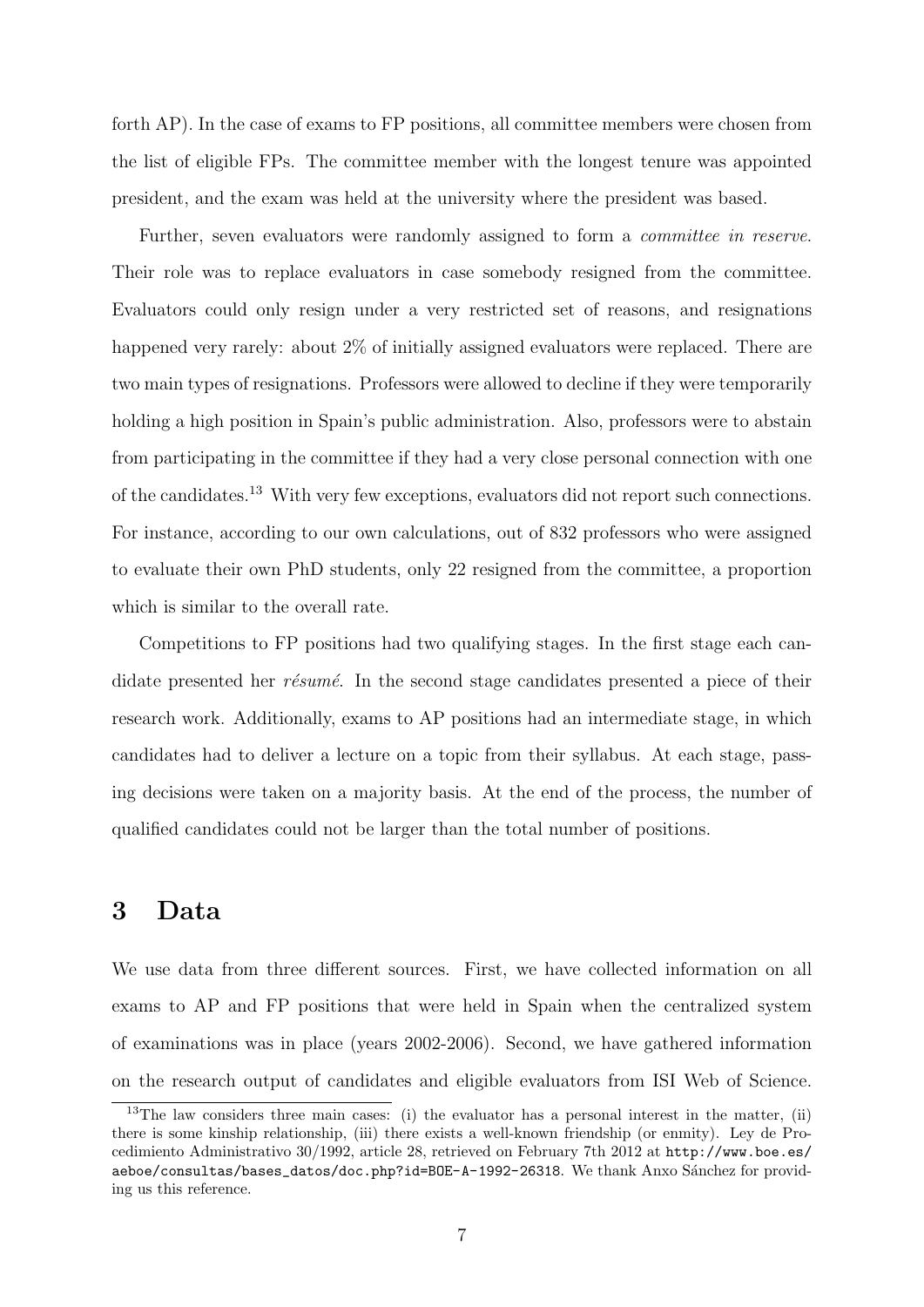forth AP). In the case of exams to FP positions, all committee members were chosen from the list of eligible FPs. The committee member with the longest tenure was appointed president, and the exam was held at the university where the president was based.

Further, seven evaluators were randomly assigned to form a *committee in reserve*. Their role was to replace evaluators in case somebody resigned from the committee. Evaluators could only resign under a very restricted set of reasons, and resignations happened very rarely: about 2% of initially assigned evaluators were replaced. There are two main types of resignations. Professors were allowed to decline if they were temporarily holding a high position in Spain's public administration. Also, professors were to abstain from participating in the committee if they had a very close personal connection with one of the candidates.[13] With very few exceptions, evaluators did not report such connections. For instance, according to our own calculations, out of 832 professors who were assigned to evaluate their own PhD students, only 22 resigned from the committee, a proportion which is similar to the overall rate.

Competitions to FP positions had two qualifying stages. In the first stage each candidate presented her *résumé*. In the second stage candidates presented a piece of their research work. Additionally, exams to AP positions had an intermediate stage, in which candidates had to deliver a lecture on a topic from their syllabus. At each stage, passing decisions were taken on a majority basis. At the end of the process, the number of qualified candidates could not be larger than the total number of positions.

# 3 Data

We use data from three different sources. First, we have collected information on all exams to AP and FP positions that were held in Spain when the centralized system of examinations was in place (years 2002-2006). Second, we have gathered information on the research output of candidates and eligible evaluators from ISI Web of Science.

[13] The law considers three main cases: (i) the evaluator has a personal interest in the matter, (ii) there is some kinship relationship, (iii) there exists a well-known friendship (or enmity). Ley de Procedimiento Administrativo 30/1992, article 28, retrieved on February 7th 2012 at `http://www.boe.es/aeboe/consultas/bases_datos/doc.php?id=BOE-A-1992-26318`. We thank Anxo Sánchez for providing us this reference.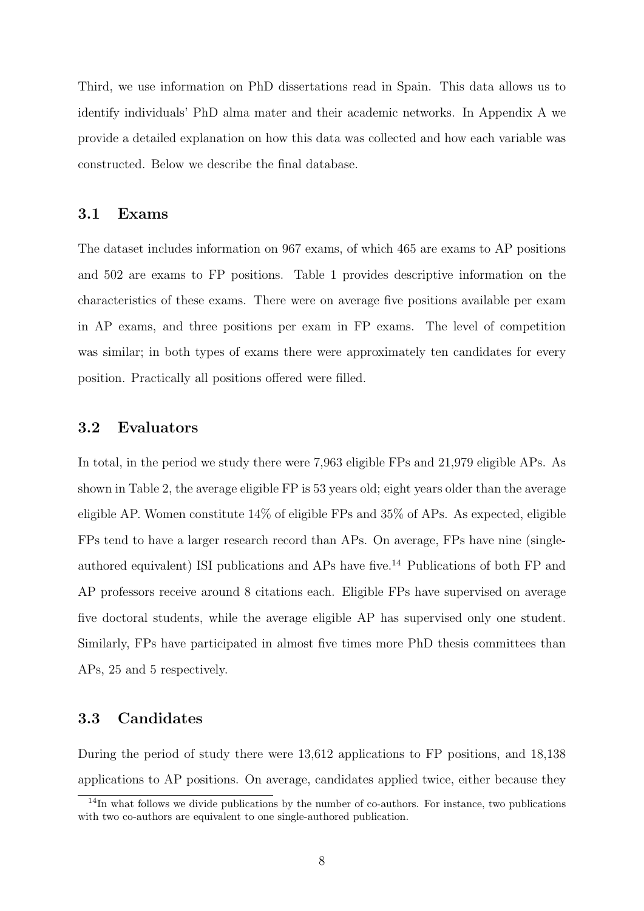Third, we use information on PhD dissertations read in Spain. This data allows us to identify individuals' PhD alma mater and their academic networks. In Appendix A we provide a detailed explanation on how this data was collected and how each variable was constructed. Below we describe the final database.

### 3.1 Exams

The dataset includes information on 967 exams, of which 465 are exams to AP positions and 502 are exams to FP positions. Table 1 provides descriptive information on the characteristics of these exams. There were on average five positions available per exam in AP exams, and three positions per exam in FP exams. The level of competition was similar; in both types of exams there were approximately ten candidates for every position. Practically all positions offered were filled.

### 3.2 Evaluators

In total, in the period we study there were 7,963 eligible FPs and 21,979 eligible APs. As shown in Table 2, the average eligible FP is 53 years old; eight years older than the average eligible AP. Women constitute 14% of eligible FPs and 35% of APs. As expected, eligible FPs tend to have a larger research record than APs. On average, FPs have nine (single-authored equivalent) ISI publications and APs have five.[14] Publications of both FP and AP professors receive around 8 citations each. Eligible FPs have supervised on average five doctoral students, while the average eligible AP has supervised only one student. Similarly, FPs have participated in almost five times more PhD thesis committees than APs, 25 and 5 respectively.

### 3.3 Candidates

During the period of study there were 13,612 applications to FP positions, and 18,138 applications to AP positions. On average, candidates applied twice, either because they

[14] In what follows we divide publications by the number of co-authors. For instance, two publications with two co-authors are equivalent to one single-authored publication.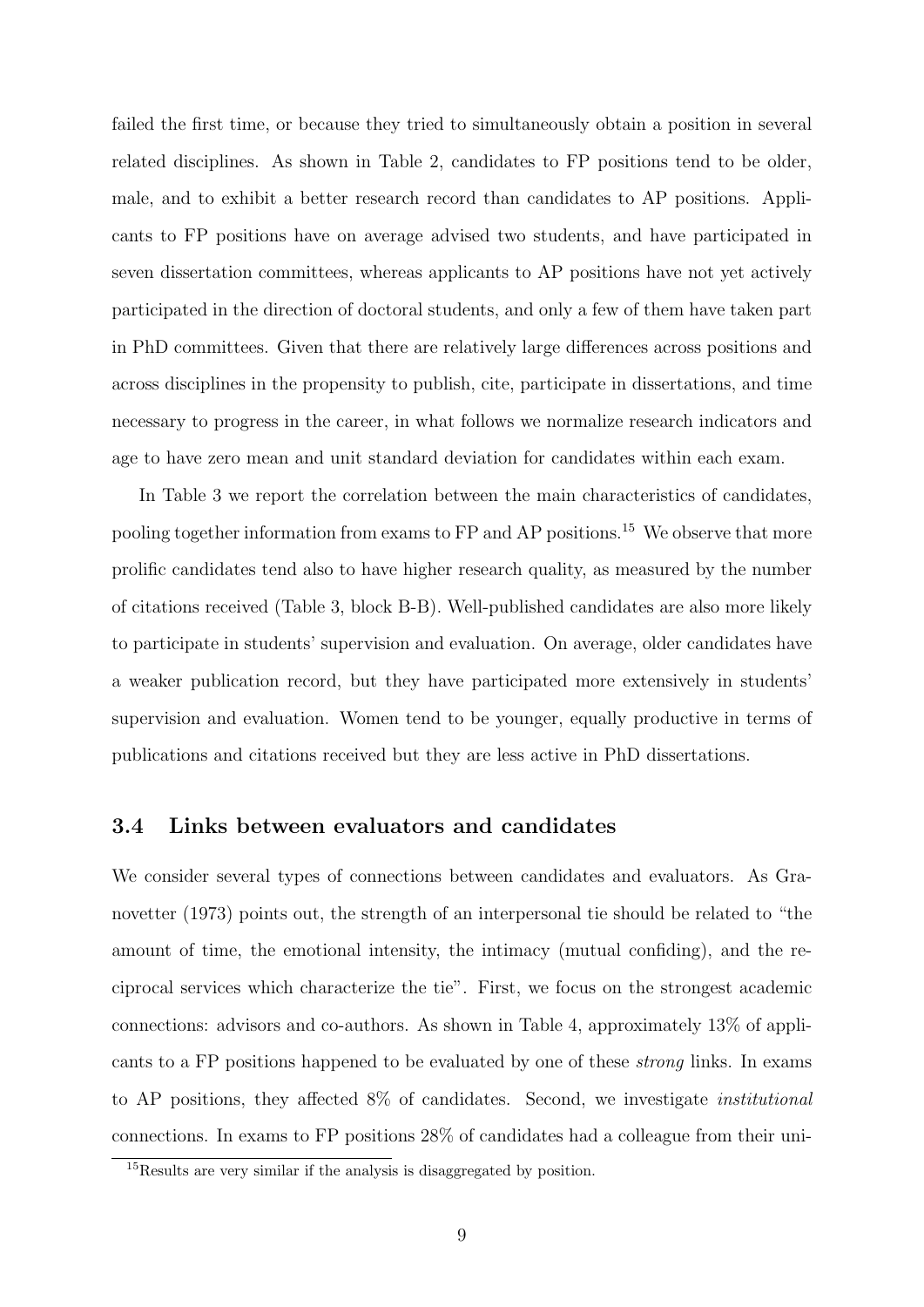failed the first time, or because they tried to simultaneously obtain a position in several related disciplines. As shown in Table 2, candidates to FP positions tend to be older, male, and to exhibit a better research record than candidates to AP positions. Applicants to FP positions have on average advised two students, and have participated in seven dissertation committees, whereas applicants to AP positions have not yet actively participated in the direction of doctoral students, and only a few of them have taken part in PhD committees. Given that there are relatively large differences across positions and across disciplines in the propensity to publish, cite, participate in dissertations, and time necessary to progress in the career, in what follows we normalize research indicators and age to have zero mean and unit standard deviation for candidates within each exam.

In Table 3 we report the correlation between the main characteristics of candidates, pooling together information from exams to FP and AP positions.[15] We observe that more prolific candidates tend also to have higher research quality, as measured by the number of citations received (Table 3, block B-B). Well-published candidates are also more likely to participate in students' supervision and evaluation. On average, older candidates have a weaker publication record, but they have participated more extensively in students' supervision and evaluation. Women tend to be younger, equally productive in terms of publications and citations received but they are less active in PhD dissertations.

### 3.4 Links between evaluators and candidates

We consider several types of connections between candidates and evaluators. As Granovetter (1973) points out, the strength of an interpersonal tie should be related to "the amount of time, the emotional intensity, the intimacy (mutual confiding), and the reciprocal services which characterize the tie". First, we focus on the strongest academic connections: advisors and co-authors. As shown in Table 4, approximately 13% of applicants to a FP positions happened to be evaluated by one of these *strong* links. In exams to AP positions, they affected 8% of candidates. Second, we investigate *institutional* connections. In exams to FP positions 28% of candidates had a colleague from their uni-

[15]Results are very similar if the analysis is disaggregated by position.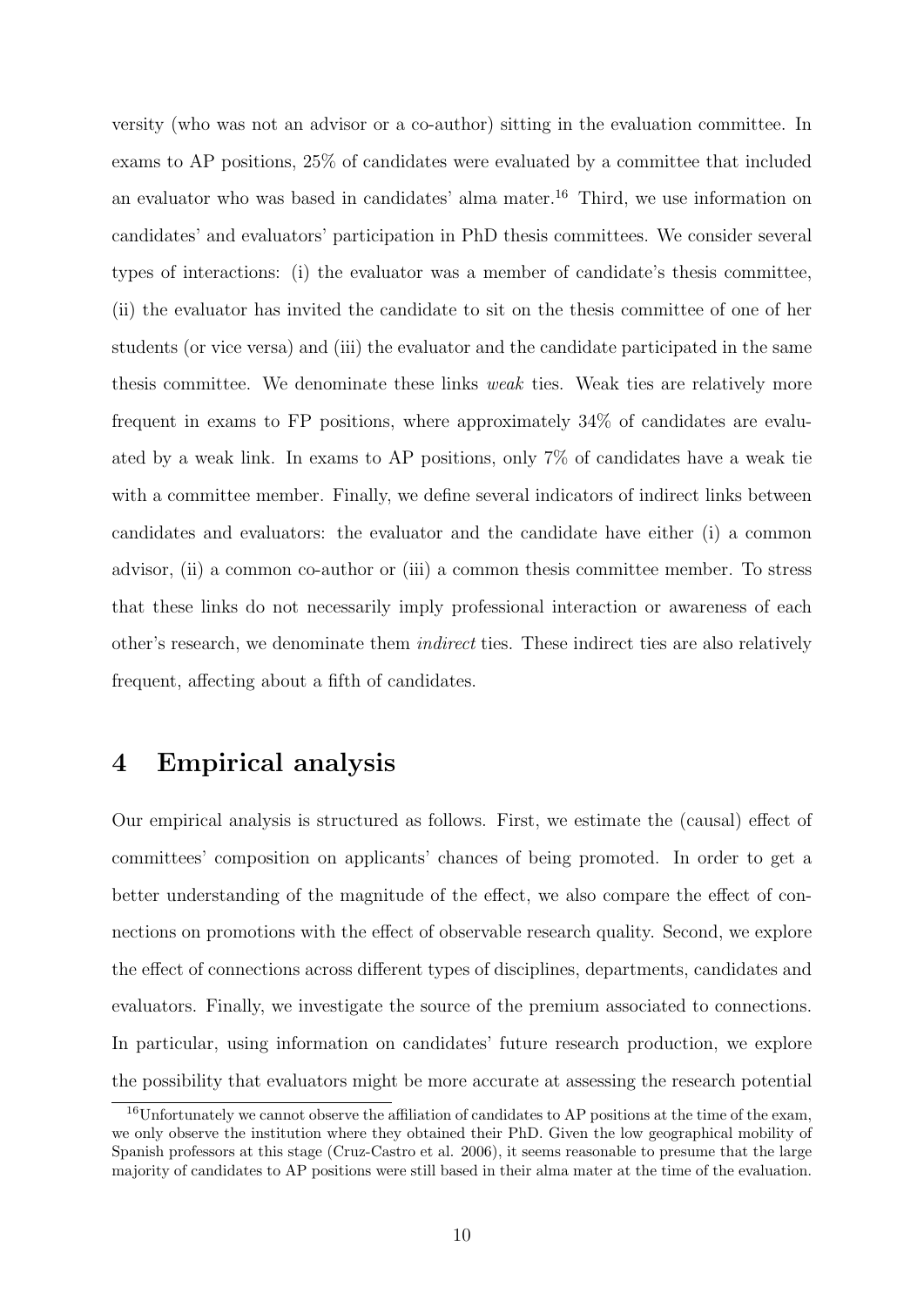versity (who was not an advisor or a co-author) sitting in the evaluation committee. In exams to AP positions, 25% of candidates were evaluated by a committee that included an evaluator who was based in candidates' alma mater.[16] Third, we use information on candidates' and evaluators' participation in PhD thesis committees. We consider several types of interactions: (i) the evaluator was a member of candidate's thesis committee, (ii) the evaluator has invited the candidate to sit on the thesis committee of one of her students (or vice versa) and (iii) the evaluator and the candidate participated in the same thesis committee. We denominate these links *weak* ties. Weak ties are relatively more frequent in exams to FP positions, where approximately 34% of candidates are evaluated by a weak link. In exams to AP positions, only 7% of candidates have a weak tie with a committee member. Finally, we define several indicators of indirect links between candidates and evaluators: the evaluator and the candidate have either (i) a common advisor, (ii) a common co-author or (iii) a common thesis committee member. To stress that these links do not necessarily imply professional interaction or awareness of each other's research, we denominate them *indirect* ties. These indirect ties are also relatively frequent, affecting about a fifth of candidates.

# 4 Empirical analysis

Our empirical analysis is structured as follows. First, we estimate the (causal) effect of committees' composition on applicants' chances of being promoted. In order to get a better understanding of the magnitude of the effect, we also compare the effect of connections on promotions with the effect of observable research quality. Second, we explore the effect of connections across different types of disciplines, departments, candidates and evaluators. Finally, we investigate the source of the premium associated to connections. In particular, using information on candidates' future research production, we explore the possibility that evaluators might be more accurate at assessing the research potential

[16] Unfortunately we cannot observe the affiliation of candidates to AP positions at the time of the exam, we only observe the institution where they obtained their PhD. Given the low geographical mobility of Spanish professors at this stage (Cruz-Castro et al. 2006), it seems reasonable to presume that the large majority of candidates to AP positions were still based in their alma mater at the time of the evaluation.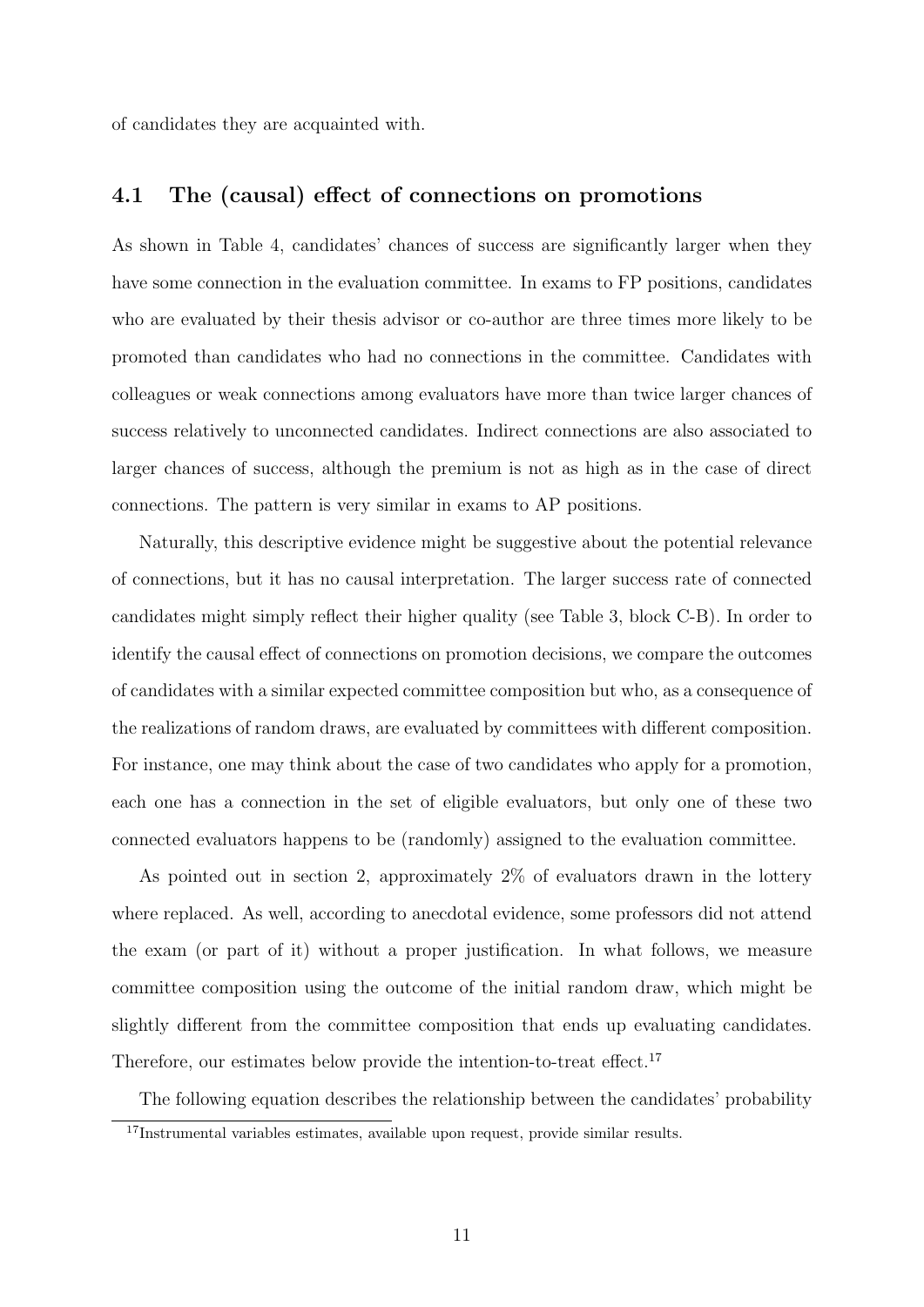of candidates they are acquainted with.

### 4.1 The (causal) effect of connections on promotions

As shown in Table 4, candidates' chances of success are significantly larger when they have some connection in the evaluation committee. In exams to FP positions, candidates who are evaluated by their thesis advisor or co-author are three times more likely to be promoted than candidates who had no connections in the committee. Candidates with colleagues or weak connections among evaluators have more than twice larger chances of success relatively to unconnected candidates. Indirect connections are also associated to larger chances of success, although the premium is not as high as in the case of direct connections. The pattern is very similar in exams to AP positions.

Naturally, this descriptive evidence might be suggestive about the potential relevance of connections, but it has no causal interpretation. The larger success rate of connected candidates might simply reflect their higher quality (see Table 3, block C-B). In order to identify the causal effect of connections on promotion decisions, we compare the outcomes of candidates with a similar expected committee composition but who, as a consequence of the realizations of random draws, are evaluated by committees with different composition. For instance, one may think about the case of two candidates who apply for a promotion, each one has a connection in the set of eligible evaluators, but only one of these two connected evaluators happens to be (randomly) assigned to the evaluation committee.

As pointed out in section 2, approximately 2% of evaluators drawn in the lottery where replaced. As well, according to anecdotal evidence, some professors did not attend the exam (or part of it) without a proper justification. In what follows, we measure committee composition using the outcome of the initial random draw, which might be slightly different from the committee composition that ends up evaluating candidates. Therefore, our estimates below provide the intention-to-treat effect.[17]

The following equation describes the relationship between the candidates' probability

[17]Instrumental variables estimates, available upon request, provide similar results.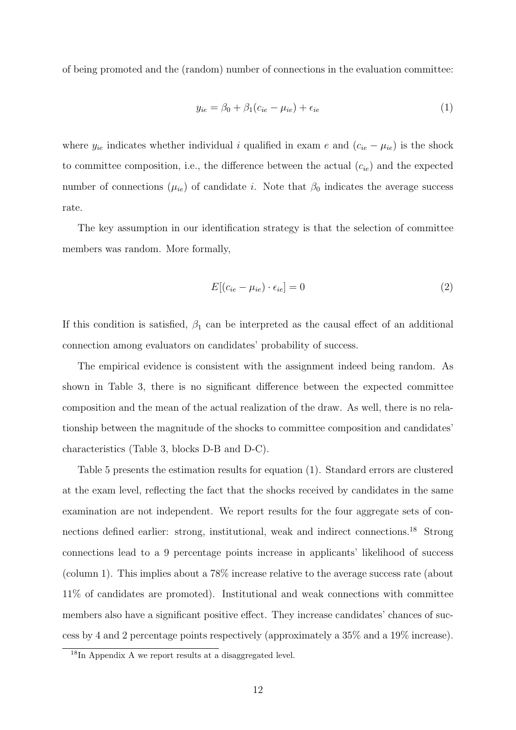of being promoted and the (random) number of connections in the evaluation committee:

$$y_{ie} = \beta_0 + \beta_1(c_{ie} - \mu_{ie}) + \epsilon_{ie} \tag{1}$$

where $y_{ie}$ indicates whether individual $i$ qualified in exam $e$ and $(c_{ie} - \mu_{ie})$ is the shock to committee composition, i.e., the difference between the actual ($c_{ie}$) and the expected number of connections ($\mu_{ie}$) of candidate $i$. Note that $\beta_0$ indicates the average success rate.

The key assumption in our identification strategy is that the selection of committee members was random. More formally,

$$E[(c_{ie} - \mu_{ie}) \cdot \epsilon_{ie}] = 0 \tag{2}$$

If this condition is satisfied, $\beta_1$ can be interpreted as the causal effect of an additional connection among evaluators on candidates' probability of success.

The empirical evidence is consistent with the assignment indeed being random. As shown in Table 3, there is no significant difference between the expected committee composition and the mean of the actual realization of the draw. As well, there is no relationship between the magnitude of the shocks to committee composition and candidates' characteristics (Table 3, blocks D-B and D-C).

Table 5 presents the estimation results for equation (1). Standard errors are clustered at the exam level, reflecting the fact that the shocks received by candidates in the same examination are not independent. We report results for the four aggregate sets of connections defined earlier: strong, institutional, weak and indirect connections.[18] Strong connections lead to a 9 percentage points increase in applicants' likelihood of success (column 1). This implies about a 78% increase relative to the average success rate (about 11% of candidates are promoted). Institutional and weak connections with committee members also have a significant positive effect. They increase candidates' chances of success by 4 and 2 percentage points respectively (approximately a 35% and a 19% increase).

[18] In Appendix A we report results at a disaggregated level.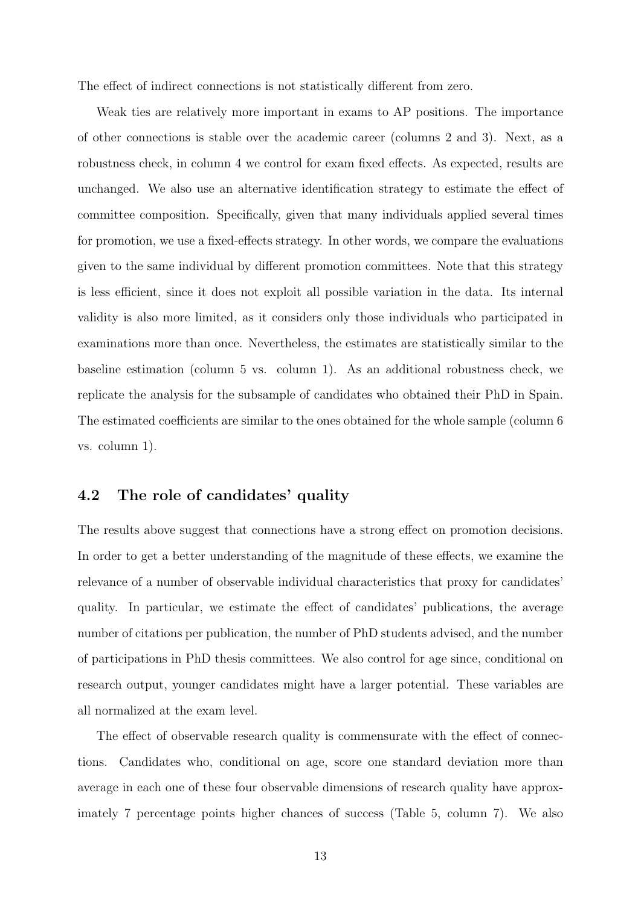The effect of indirect connections is not statistically different from zero.

Weak ties are relatively more important in exams to AP positions. The importance of other connections is stable over the academic career (columns 2 and 3). Next, as a robustness check, in column 4 we control for exam fixed effects. As expected, results are unchanged. We also use an alternative identification strategy to estimate the effect of committee composition. Specifically, given that many individuals applied several times for promotion, we use a fixed-effects strategy. In other words, we compare the evaluations given to the same individual by different promotion committees. Note that this strategy is less efficient, since it does not exploit all possible variation in the data. Its internal validity is also more limited, as it considers only those individuals who participated in examinations more than once. Nevertheless, the estimates are statistically similar to the baseline estimation (column 5 vs. column 1). As an additional robustness check, we replicate the analysis for the subsample of candidates who obtained their PhD in Spain. The estimated coefficients are similar to the ones obtained for the whole sample (column 6 vs. column 1).

## 4.2 The role of candidates' quality

The results above suggest that connections have a strong effect on promotion decisions. In order to get a better understanding of the magnitude of these effects, we examine the relevance of a number of observable individual characteristics that proxy for candidates' quality. In particular, we estimate the effect of candidates' publications, the average number of citations per publication, the number of PhD students advised, and the number of participations in PhD thesis committees. We also control for age since, conditional on research output, younger candidates might have a larger potential. These variables are all normalized at the exam level.

The effect of observable research quality is commensurate with the effect of connections. Candidates who, conditional on age, score one standard deviation more than average in each one of these four observable dimensions of research quality have approximately 7 percentage points higher chances of success (Table 5, column 7). We also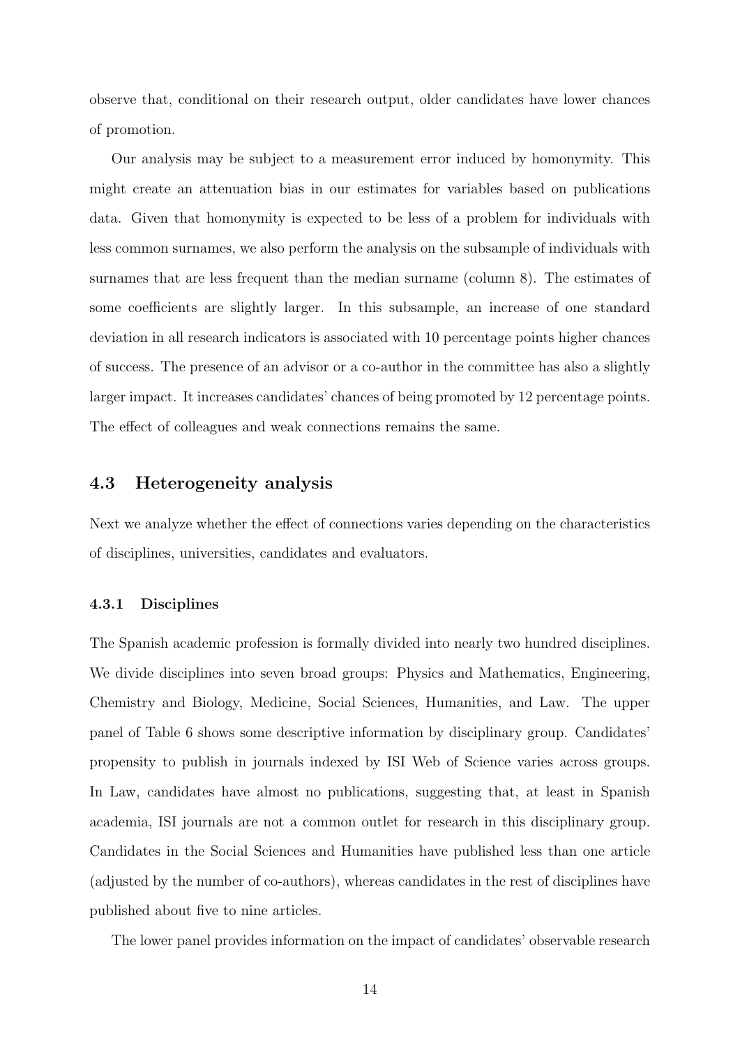observe that, conditional on their research output, older candidates have lower chances of promotion.

Our analysis may be subject to a measurement error induced by homonymity. This might create an attenuation bias in our estimates for variables based on publications data. Given that homonymity is expected to be less of a problem for individuals with less common surnames, we also perform the analysis on the subsample of individuals with surnames that are less frequent than the median surname (column 8). The estimates of some coefficients are slightly larger. In this subsample, an increase of one standard deviation in all research indicators is associated with 10 percentage points higher chances of success. The presence of an advisor or a co-author in the committee has also a slightly larger impact. It increases candidates' chances of being promoted by 12 percentage points. The effect of colleagues and weak connections remains the same.

## 4.3 Heterogeneity analysis

Next we analyze whether the effect of connections varies depending on the characteristics of disciplines, universities, candidates and evaluators.

### 4.3.1 Disciplines

The Spanish academic profession is formally divided into nearly two hundred disciplines. We divide disciplines into seven broad groups: Physics and Mathematics, Engineering, Chemistry and Biology, Medicine, Social Sciences, Humanities, and Law. The upper panel of Table 6 shows some descriptive information by disciplinary group. Candidates' propensity to publish in journals indexed by ISI Web of Science varies across groups. In Law, candidates have almost no publications, suggesting that, at least in Spanish academia, ISI journals are not a common outlet for research in this disciplinary group. Candidates in the Social Sciences and Humanities have published less than one article (adjusted by the number of co-authors), whereas candidates in the rest of disciplines have published about five to nine articles.

The lower panel provides information on the impact of candidates' observable research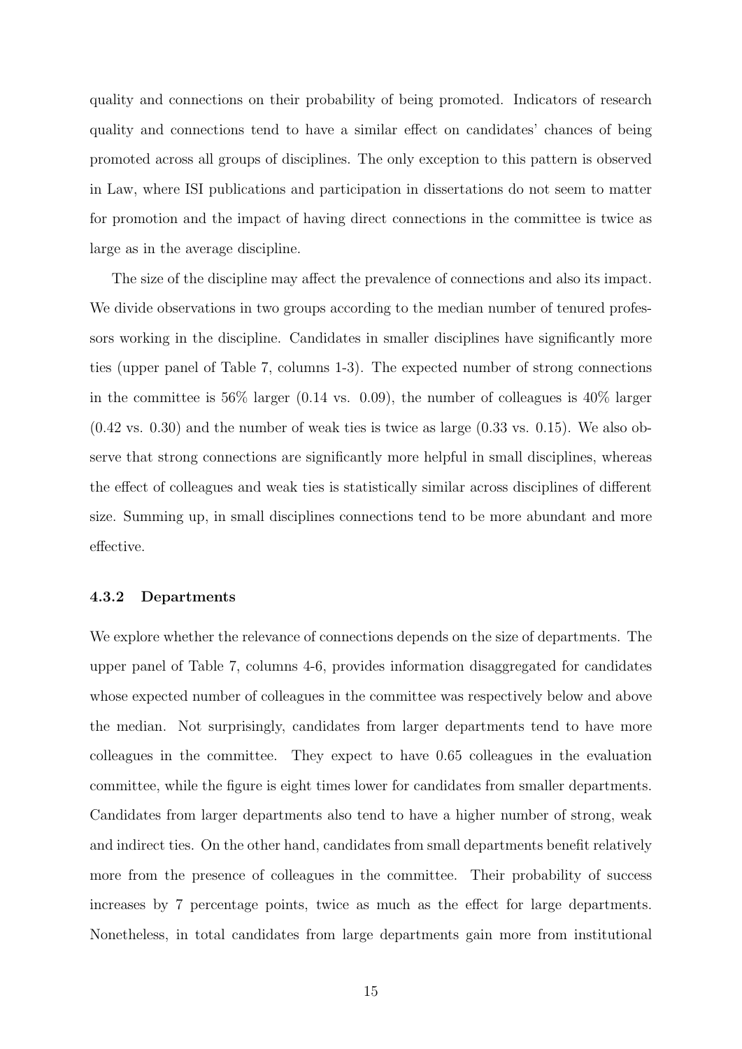quality and connections on their probability of being promoted. Indicators of research quality and connections tend to have a similar effect on candidates' chances of being promoted across all groups of disciplines. The only exception to this pattern is observed in Law, where ISI publications and participation in dissertations do not seem to matter for promotion and the impact of having direct connections in the committee is twice as large as in the average discipline.

The size of the discipline may affect the prevalence of connections and also its impact. We divide observations in two groups according to the median number of tenured professors working in the discipline. Candidates in smaller disciplines have significantly more ties (upper panel of Table 7, columns 1-3). The expected number of strong connections in the committee is 56% larger (0.14 vs. 0.09), the number of colleagues is 40% larger (0.42 vs. 0.30) and the number of weak ties is twice as large (0.33 vs. 0.15). We also observe that strong connections are significantly more helpful in small disciplines, whereas the effect of colleagues and weak ties is statistically similar across disciplines of different size. Summing up, in small disciplines connections tend to be more abundant and more effective.

#### 4.3.2 Departments

We explore whether the relevance of connections depends on the size of departments. The upper panel of Table 7, columns 4-6, provides information disaggregated for candidates whose expected number of colleagues in the committee was respectively below and above the median. Not surprisingly, candidates from larger departments tend to have more colleagues in the committee. They expect to have 0.65 colleagues in the evaluation committee, while the figure is eight times lower for candidates from smaller departments. Candidates from larger departments also tend to have a higher number of strong, weak and indirect ties. On the other hand, candidates from small departments benefit relatively more from the presence of colleagues in the committee. Their probability of success increases by 7 percentage points, twice as much as the effect for large departments. Nonetheless, in total candidates from large departments gain more from institutional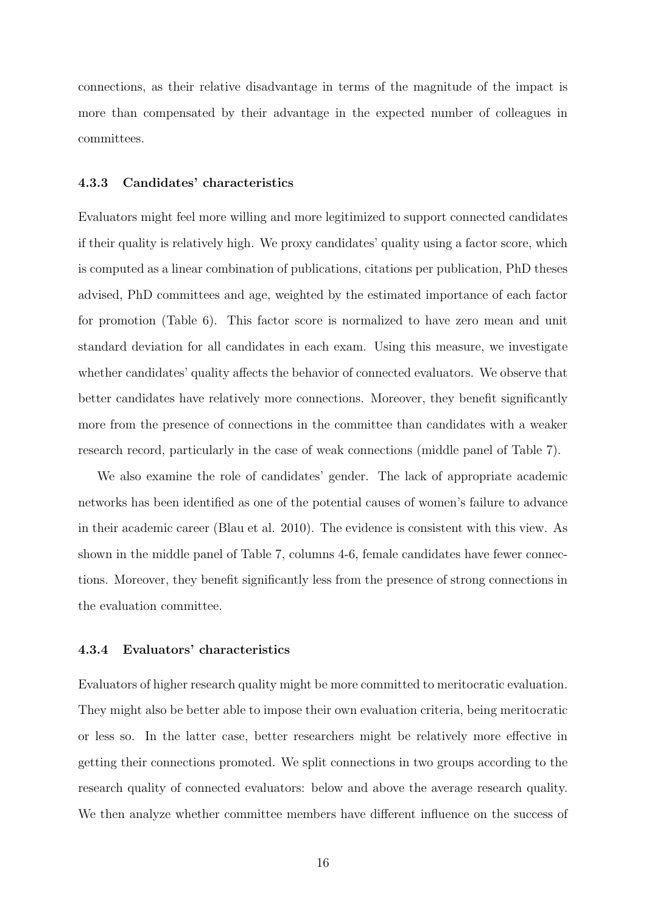connections, as their relative disadvantage in terms of the magnitude of the impact is more than compensated by their advantage in the expected number of colleagues in committees.

#### 4.3.3 Candidates' characteristics

Evaluators might feel more willing and more legitimized to support connected candidates if their quality is relatively high. We proxy candidates' quality using a factor score, which is computed as a linear combination of publications, citations per publication, PhD theses advised, PhD committees and age, weighted by the estimated importance of each factor for promotion (Table 6). This factor score is normalized to have zero mean and unit standard deviation for all candidates in each exam. Using this measure, we investigate whether candidates' quality affects the behavior of connected evaluators. We observe that better candidates have relatively more connections. Moreover, they benefit significantly more from the presence of connections in the committee than candidates with a weaker research record, particularly in the case of weak connections (middle panel of Table 7).

We also examine the role of candidates' gender. The lack of appropriate academic networks has been identified as one of the potential causes of women's failure to advance in their academic career (Blau et al. 2010). The evidence is consistent with this view. As shown in the middle panel of Table 7, columns 4-6, female candidates have fewer connections. Moreover, they benefit significantly less from the presence of strong connections in the evaluation committee.

#### 4.3.4 Evaluators' characteristics

Evaluators of higher research quality might be more committed to meritocratic evaluation. They might also be better able to impose their own evaluation criteria, being meritocratic or less so. In the latter case, better researchers might be relatively more effective in getting their connections promoted. We split connections in two groups according to the research quality of connected evaluators: below and above the average research quality. We then analyze whether committee members have different influence on the success of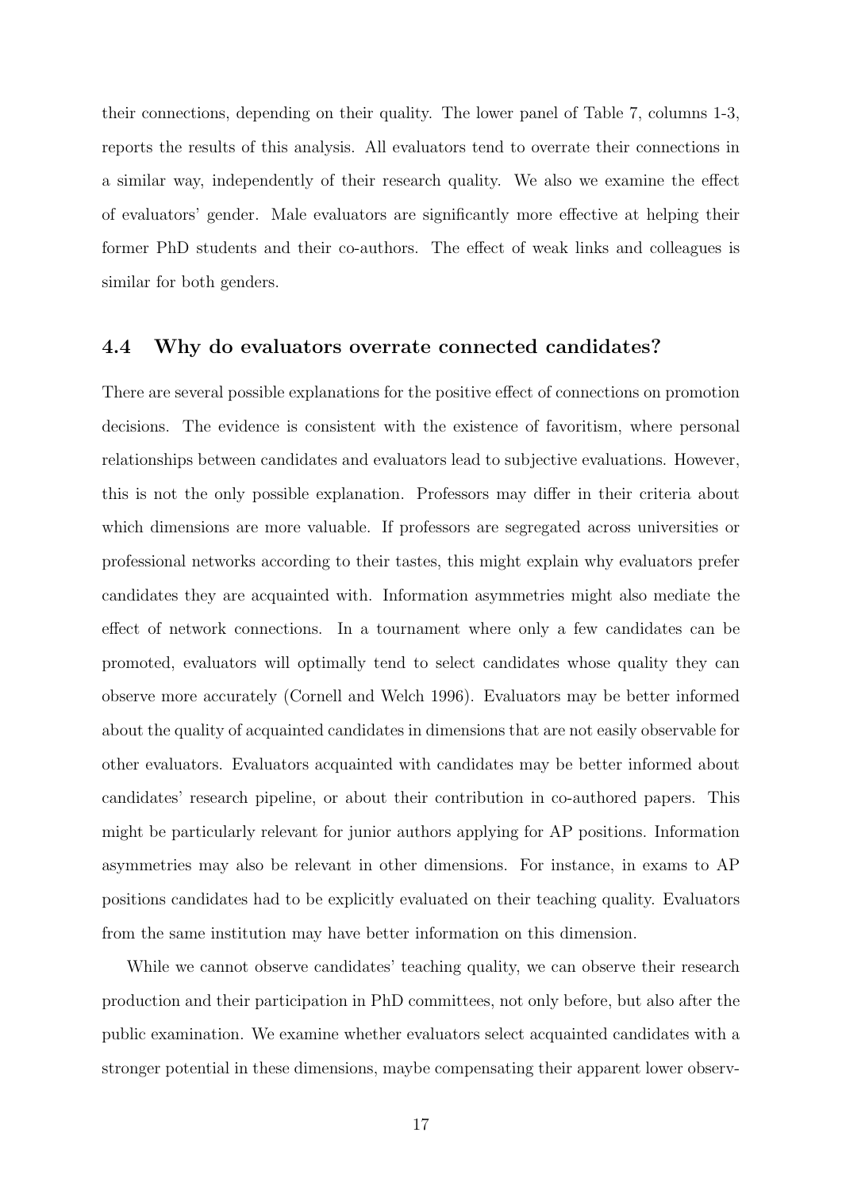their connections, depending on their quality. The lower panel of Table 7, columns 1-3, reports the results of this analysis. All evaluators tend to overrate their connections in a similar way, independently of their research quality. We also we examine the effect of evaluators' gender. Male evaluators are significantly more effective at helping their former PhD students and their co-authors. The effect of weak links and colleagues is similar for both genders.

### 4.4 Why do evaluators overrate connected candidates?

There are several possible explanations for the positive effect of connections on promotion decisions. The evidence is consistent with the existence of favoritism, where personal relationships between candidates and evaluators lead to subjective evaluations. However, this is not the only possible explanation. Professors may differ in their criteria about which dimensions are more valuable. If professors are segregated across universities or professional networks according to their tastes, this might explain why evaluators prefer candidates they are acquainted with. Information asymmetries might also mediate the effect of network connections. In a tournament where only a few candidates can be promoted, evaluators will optimally tend to select candidates whose quality they can observe more accurately (Cornell and Welch 1996). Evaluators may be better informed about the quality of acquainted candidates in dimensions that are not easily observable for other evaluators. Evaluators acquainted with candidates may be better informed about candidates' research pipeline, or about their contribution in co-authored papers. This might be particularly relevant for junior authors applying for AP positions. Information asymmetries may also be relevant in other dimensions. For instance, in exams to AP positions candidates had to be explicitly evaluated on their teaching quality. Evaluators from the same institution may have better information on this dimension.

While we cannot observe candidates' teaching quality, we can observe their research production and their participation in PhD committees, not only before, but also after the public examination. We examine whether evaluators select acquainted candidates with a stronger potential in these dimensions, maybe compensating their apparent lower observ-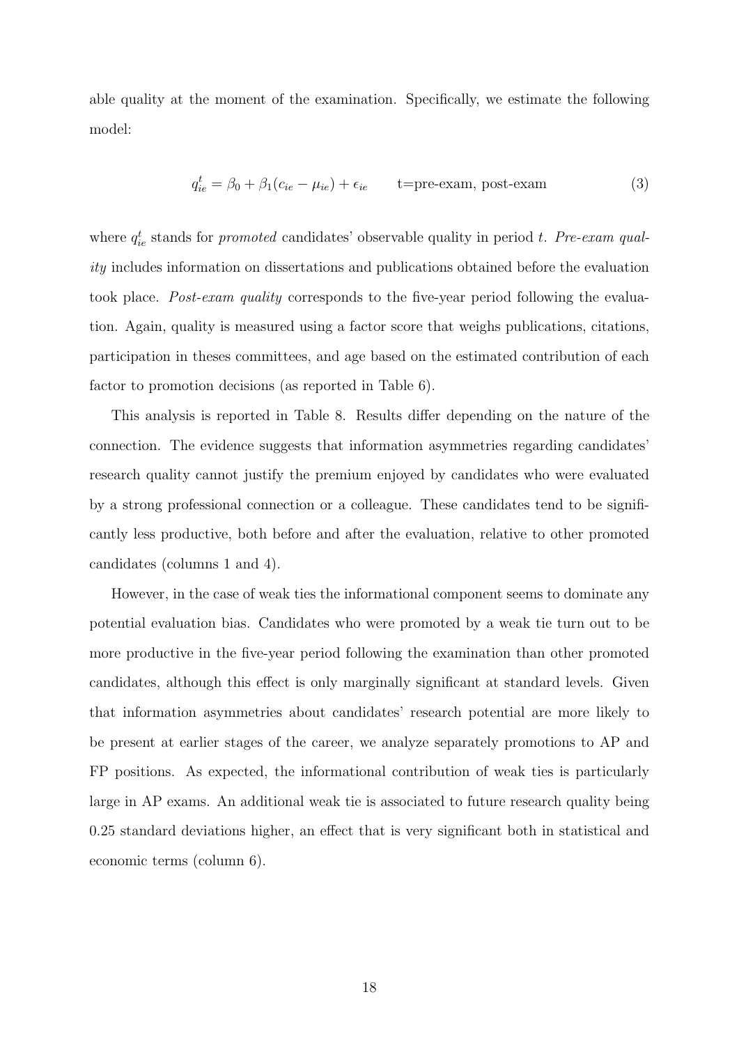able quality at the moment of the examination. Specifically, we estimate the following model:

$$q_{ie}^{t} = \beta_0 + \beta_1(c_{ie} - \mu_{ie}) + \epsilon_{ie} \qquad \text{t=pre-exam, post-exam} \tag{3}$$

where $q_{ie}^{t}$ stands for *promoted* candidates' observable quality in period $t$. *Pre-exam quality* includes information on dissertations and publications obtained before the evaluation took place. *Post-exam quality* corresponds to the five-year period following the evaluation. Again, quality is measured using a factor score that weighs publications, citations, participation in theses committees, and age based on the estimated contribution of each factor to promotion decisions (as reported in Table 6).

This analysis is reported in Table 8. Results differ depending on the nature of the connection. The evidence suggests that information asymmetries regarding candidates' research quality cannot justify the premium enjoyed by candidates who were evaluated by a strong professional connection or a colleague. These candidates tend to be significantly less productive, both before and after the evaluation, relative to other promoted candidates (columns 1 and 4).

However, in the case of weak ties the informational component seems to dominate any potential evaluation bias. Candidates who were promoted by a weak tie turn out to be more productive in the five-year period following the examination than other promoted candidates, although this effect is only marginally significant at standard levels. Given that information asymmetries about candidates' research potential are more likely to be present at earlier stages of the career, we analyze separately promotions to AP and FP positions. As expected, the informational contribution of weak ties is particularly large in AP exams. An additional weak tie is associated to future research quality being 0.25 standard deviations higher, an effect that is very significant both in statistical and economic terms (column 6).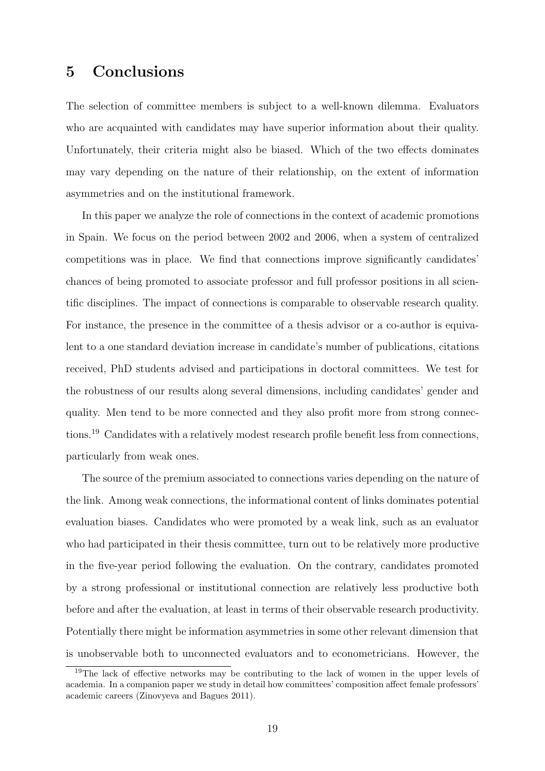## 5 Conclusions

The selection of committee members is subject to a well-known dilemma. Evaluators who are acquainted with candidates may have superior information about their quality. Unfortunately, their criteria might also be biased. Which of the two effects dominates may vary depending on the nature of their relationship, on the extent of information asymmetries and on the institutional framework.

In this paper we analyze the role of connections in the context of academic promotions in Spain. We focus on the period between 2002 and 2006, when a system of centralized competitions was in place. We find that connections improve significantly candidates' chances of being promoted to associate professor and full professor positions in all scientific disciplines. The impact of connections is comparable to observable research quality. For instance, the presence in the committee of a thesis advisor or a co-author is equivalent to a one standard deviation increase in candidate's number of publications, citations received, PhD students advised and participations in doctoral committees. We test for the robustness of our results along several dimensions, including candidates' gender and quality. Men tend to be more connected and they also profit more from strong connections.[19] Candidates with a relatively modest research profile benefit less from connections, particularly from weak ones.

The source of the premium associated to connections varies depending on the nature of the link. Among weak connections, the informational content of links dominates potential evaluation biases. Candidates who were promoted by a weak link, such as an evaluator who had participated in their thesis committee, turn out to be relatively more productive in the five-year period following the evaluation. On the contrary, candidates promoted by a strong professional or institutional connection are relatively less productive both before and after the evaluation, at least in terms of their observable research productivity. Potentially there might be information asymmetries in some other relevant dimension that is unobservable both to unconnected evaluators and to econometricians. However, the

[19] The lack of effective networks may be contributing to the lack of women in the upper levels of academia. In a companion paper we study in detail how committees' composition affect female professors' academic careers (Zinovyeva and Bagues 2011).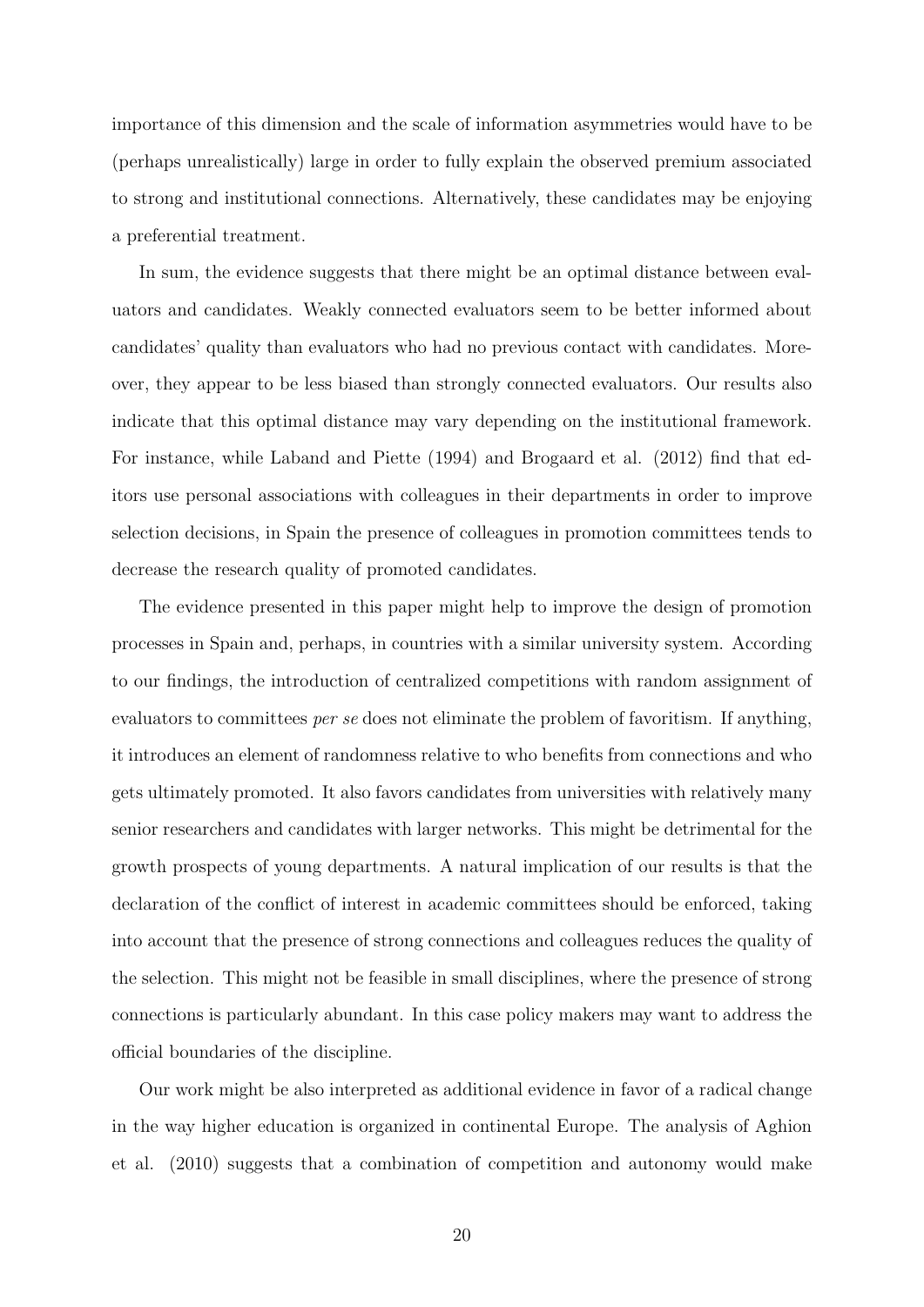importance of this dimension and the scale of information asymmetries would have to be (perhaps unrealistically) large in order to fully explain the observed premium associated to strong and institutional connections. Alternatively, these candidates may be enjoying a preferential treatment.

In sum, the evidence suggests that there might be an optimal distance between evaluators and candidates. Weakly connected evaluators seem to be better informed about candidates' quality than evaluators who had no previous contact with candidates. Moreover, they appear to be less biased than strongly connected evaluators. Our results also indicate that this optimal distance may vary depending on the institutional framework. For instance, while Laband and Piette (1994) and Brogaard et al. (2012) find that editors use personal associations with colleagues in their departments in order to improve selection decisions, in Spain the presence of colleagues in promotion committees tends to decrease the research quality of promoted candidates.

The evidence presented in this paper might help to improve the design of promotion processes in Spain and, perhaps, in countries with a similar university system. According to our findings, the introduction of centralized competitions with random assignment of evaluators to committees *per se* does not eliminate the problem of favoritism. If anything, it introduces an element of randomness relative to who benefits from connections and who gets ultimately promoted. It also favors candidates from universities with relatively many senior researchers and candidates with larger networks. This might be detrimental for the growth prospects of young departments. A natural implication of our results is that the declaration of the conflict of interest in academic committees should be enforced, taking into account that the presence of strong connections and colleagues reduces the quality of the selection. This might not be feasible in small disciplines, where the presence of strong connections is particularly abundant. In this case policy makers may want to address the official boundaries of the discipline.

Our work might be also interpreted as additional evidence in favor of a radical change in the way higher education is organized in continental Europe. The analysis of Aghion et al. (2010) suggests that a combination of competition and autonomy would make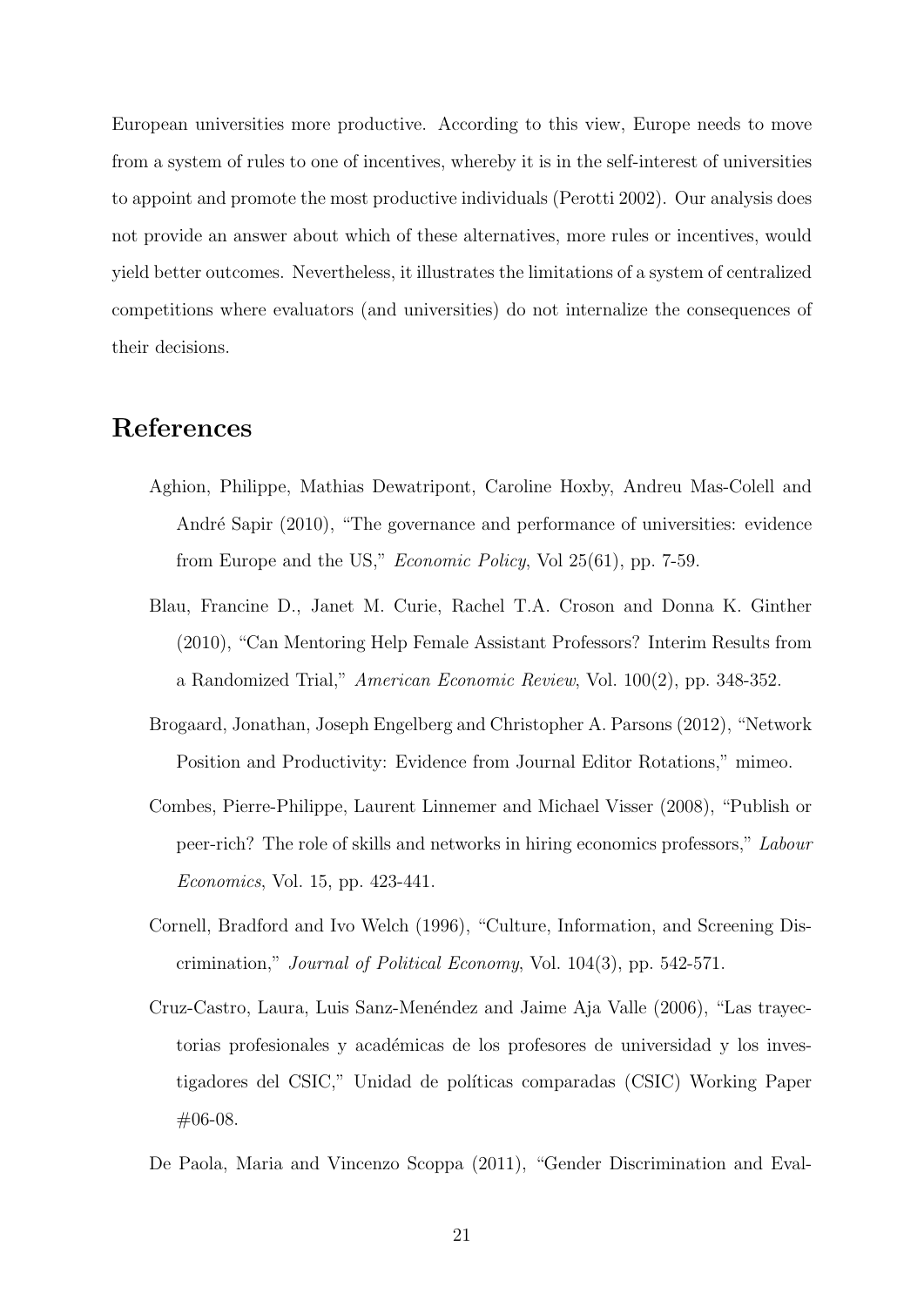European universities more productive. According to this view, Europe needs to move from a system of rules to one of incentives, whereby it is in the self-interest of universities to appoint and promote the most productive individuals (Perotti 2002). Our analysis does not provide an answer about which of these alternatives, more rules or incentives, would yield better outcomes. Nevertheless, it illustrates the limitations of a system of centralized competitions where evaluators (and universities) do not internalize the consequences of their decisions.

## References

Aghion, Philippe, Mathias Dewatripont, Caroline Hoxby, Andreu Mas-Colell and André Sapir (2010), "The governance and performance of universities: evidence from Europe and the US," *Economic Policy*, Vol 25(61), pp. 7-59.

Blau, Francine D., Janet M. Curie, Rachel T.A. Croson and Donna K. Ginther (2010), "Can Mentoring Help Female Assistant Professors? Interim Results from a Randomized Trial," *American Economic Review*, Vol. 100(2), pp. 348-352.

Brogaard, Jonathan, Joseph Engelberg and Christopher A. Parsons (2012), "Network Position and Productivity: Evidence from Journal Editor Rotations," mimeo.

Combes, Pierre-Philippe, Laurent Linnemer and Michael Visser (2008), "Publish or peer-rich? The role of skills and networks in hiring economics professors," *Labour Economics*, Vol. 15, pp. 423-441.

Cornell, Bradford and Ivo Welch (1996), "Culture, Information, and Screening Discrimination," *Journal of Political Economy*, Vol. 104(3), pp. 542-571.

Cruz-Castro, Laura, Luis Sanz-Menéndez and Jaime Aja Valle (2006), "Las trayectorias profesionales y académicas de los profesores de universidad y los investigadores del CSIC," Unidad de políticas comparadas (CSIC) Working Paper #06-08.

De Paola, Maria and Vincenzo Scoppa (2011), "Gender Discrimination and Eval-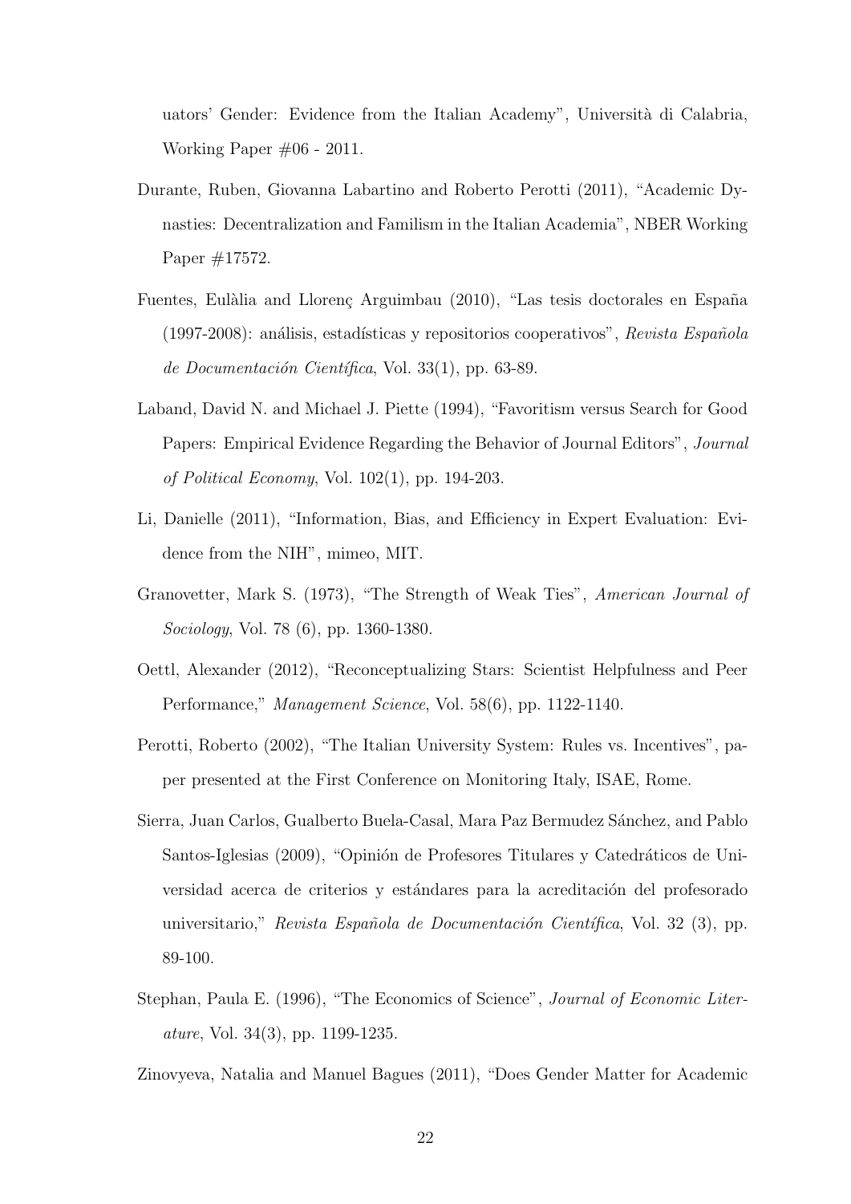uators' Gender: Evidence from the Italian Academy", Università di Calabria, Working Paper #06 - 2011.

Durante, Ruben, Giovanna Labartino and Roberto Perotti (2011), "Academic Dynasties: Decentralization and Familism in the Italian Academia", NBER Working Paper #17572.

Fuentes, Eulàlia and Llorenç Arguimbau (2010), "Las tesis doctorales en España (1997-2008): análisis, estadísticas y repositorios cooperativos", *Revista Española de Documentación Científica*, Vol. 33(1), pp. 63-89.

Laband, David N. and Michael J. Piette (1994), "Favoritism versus Search for Good Papers: Empirical Evidence Regarding the Behavior of Journal Editors", *Journal of Political Economy*, Vol. 102(1), pp. 194-203.

Li, Danielle (2011), "Information, Bias, and Efficiency in Expert Evaluation: Evidence from the NIH", mimeo, MIT.

Granovetter, Mark S. (1973), "The Strength of Weak Ties", *American Journal of Sociology*, Vol. 78 (6), pp. 1360-1380.

Oettl, Alexander (2012), "Reconceptualizing Stars: Scientist Helpfulness and Peer Performance," *Management Science*, Vol. 58(6), pp. 1122-1140.

Perotti, Roberto (2002), "The Italian University System: Rules vs. Incentives", paper presented at the First Conference on Monitoring Italy, ISAE, Rome.

Sierra, Juan Carlos, Gualberto Buela-Casal, Mara Paz Bermudez Sánchez, and Pablo Santos-Iglesias (2009), "Opinión de Profesores Titulares y Catedráticos de Universidad acerca de criterios y estándares para la acreditación del profesorado universitario," *Revista Española de Documentación Científica*, Vol. 32 (3), pp. 89-100.

Stephan, Paula E. (1996), "The Economics of Science", *Journal of Economic Literature*, Vol. 34(3), pp. 1199-1235.

Zinovyeva, Natalia and Manuel Bagues (2011), "Does Gender Matter for Academic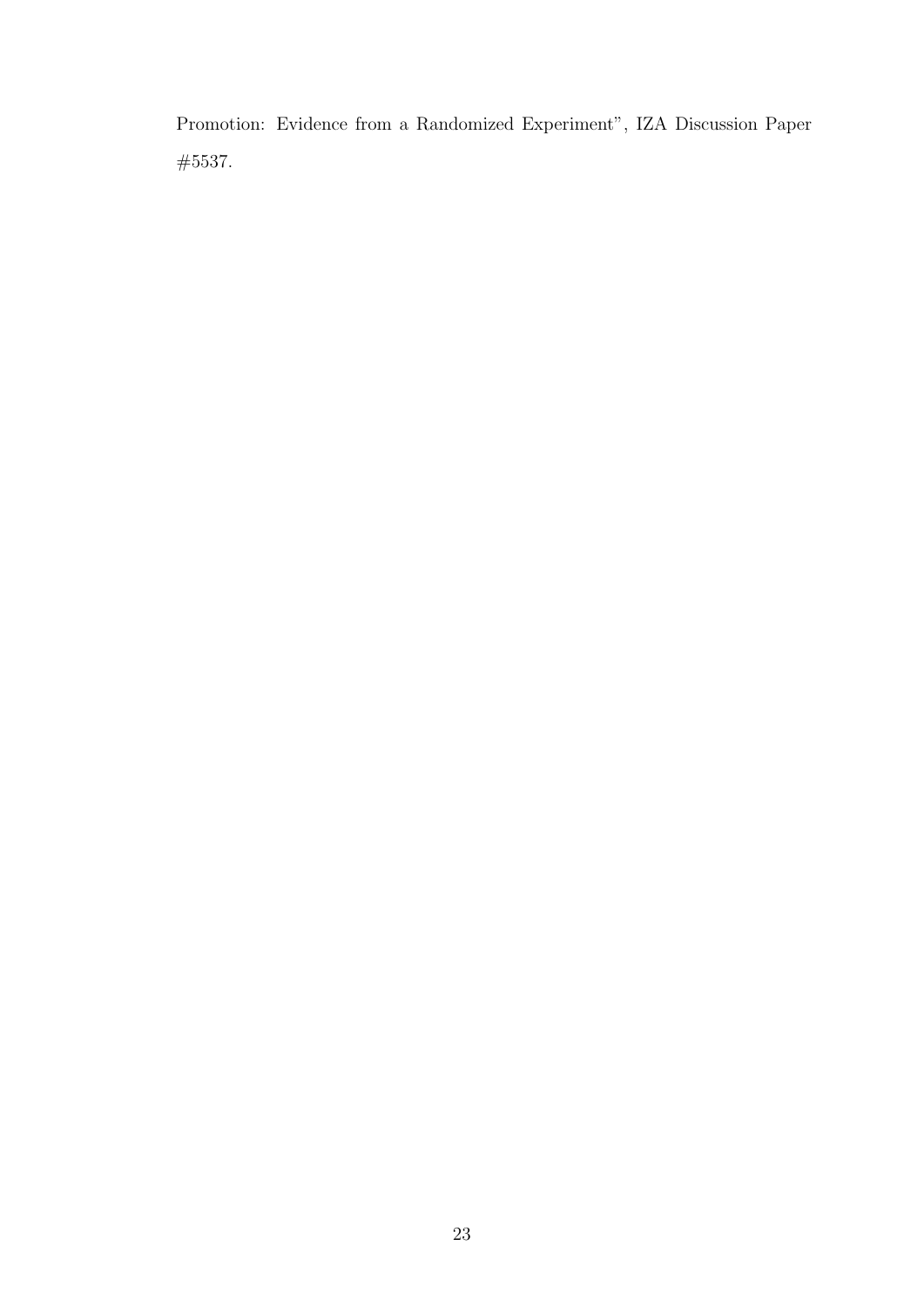Promotion: Evidence from a Randomized Experiment", IZA Discussion Paper #5537.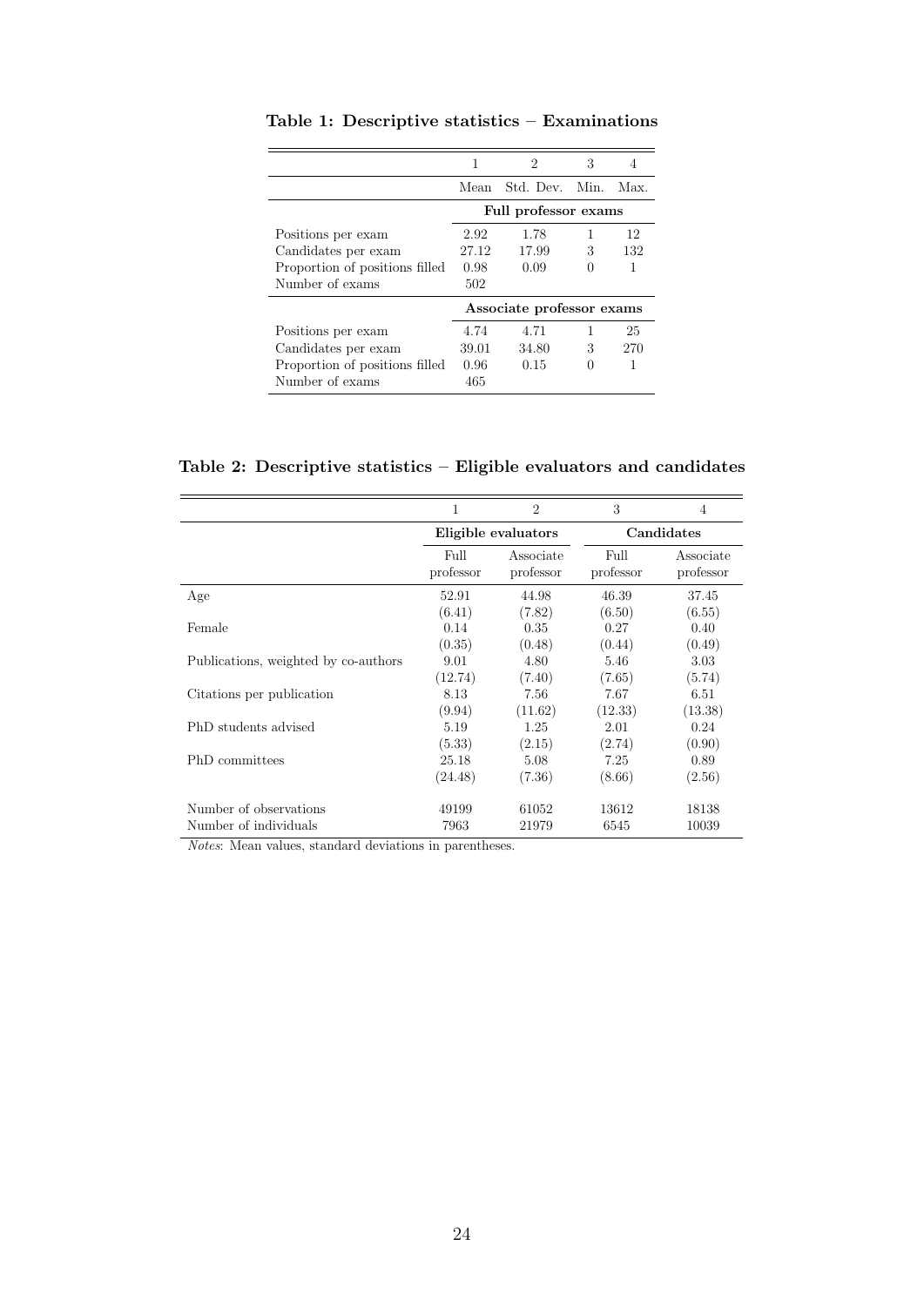**Table 1: Descriptive statistics – Examinations**

| | 1 | 2 | 3 | 4 |
|---|---|---|---|---|
| | Mean | Std. Dev. | Min. | Max. |
| | **Full professor exams** | | | |
| Positions per exam | 2.92 | 1.78 | 1 | 12 |
| Candidates per exam | 27.12 | 17.99 | 3 | 132 |
| Proportion of positions filled | 0.98 | 0.09 | 0 | 1 |
| Number of exams | 502 | | | |
| | **Associate professor exams** | | | |
| Positions per exam | 4.74 | 4.71 | 1 | 25 |
| Candidates per exam | 39.01 | 34.80 | 3 | 270 |
| Proportion of positions filled | 0.96 | 0.15 | 0 | 1 |
| Number of exams | 465 | | | |

**Table 2: Descriptive statistics – Eligible evaluators and candidates**

| | 1 | 2 | 3 | 4 |
|---|---|---|---|---|
| | **Eligible evaluators** | | **Candidates** | |
| | Full professor | Associate professor | Full professor | Associate professor |
| Age | 52.91 | 44.98 | 46.39 | 37.45 |
| | (6.41) | (7.82) | (6.50) | (6.55) |
| Female | 0.14 | 0.35 | 0.27 | 0.40 |
| | (0.35) | (0.48) | (0.44) | (0.49) |
| Publications, weighted by co-authors | 9.01 | 4.80 | 5.46 | 3.03 |
| | (12.74) | (7.40) | (7.65) | (5.74) |
| Citations per publication | 8.13 | 7.56 | 7.67 | 6.51 |
| | (9.94) | (11.62) | (12.33) | (13.38) |
| PhD students advised | 5.19 | 1.25 | 2.01 | 0.24 |
| | (5.33) | (2.15) | (2.74) | (0.90) |
| PhD committees | 25.18 | 5.08 | 7.25 | 0.89 |
| | (24.48) | (7.36) | (8.66) | (2.56) |
| Number of observations | 49199 | 61052 | 13612 | 18138 |
| Number of individuals | 7963 | 21979 | 6545 | 10039 |

*Notes*: Mean values, standard deviations in parentheses.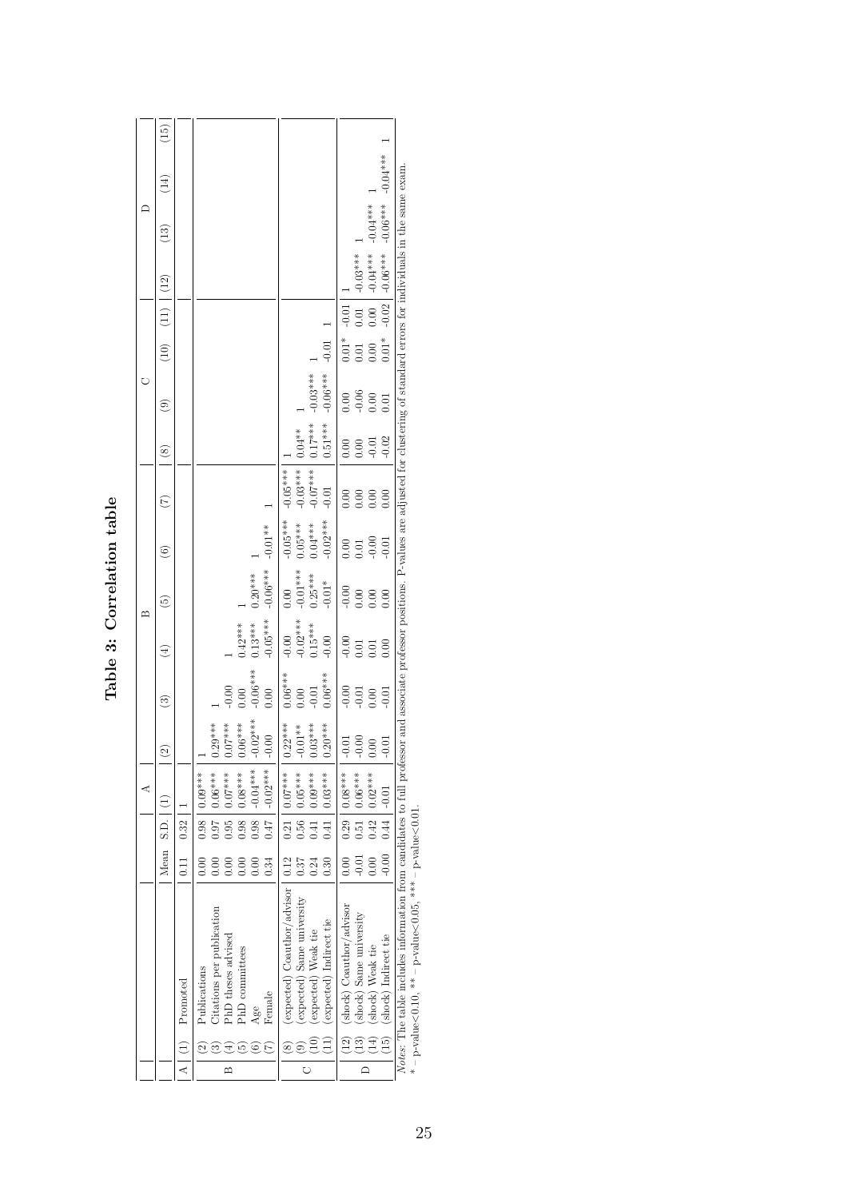# Table 3: Correlation table

| | | | Mean | S.D. | A (1) | B (2) | B (3) | B (4) | B (5) | B (6) | B (7) | C (8) | C (9) | C (10) | C (11) | D (12) | D (13) | D (14) | D (15) |
|---|---|---|---|---|---|---|---|---|---|---|---|---|---|---|---|---|---|---|---|
| A | (1) | Promoted | 0.11 | 0.32 | 1 | | | | | | | | | | | | | | |
| B | (2) | Publications | 0.00 | 0.98 | 0.09*** | 1 | | | | | | | | | | | | | |
| | (3) | Citations per publication | 0.00 | 0.97 | 0.06*** | 0.29*** | 1 | | | | | | | | | | | | |
| | (4) | PhD theses advised | 0.00 | 0.95 | 0.07*** | 0.07*** | -0.00 | 1 | | | | | | | | | | | |
| | (5) | PhD committees | 0.00 | 0.98 | 0.08*** | 0.06*** | 0.00 | 0.42*** | 1 | | | | | | | | | | |
| | (6) | Age | 0.00 | 0.98 | -0.04*** | -0.02*** | -0.06*** | 0.13*** | 0.20*** | 1 | | | | | | | | | |
| | (7) | Female | 0.34 | 0.47 | -0.02*** | -0.00 | 0.00 | -0.05*** | -0.06*** | -0.01** | 1 | | | | | | | | |
| C | (8) | (expected) Coauthor/advisor | 0.12 | 0.21 | 0.07*** | 0.22*** | 0.06*** | -0.00 | 0.00 | -0.05*** | -0.05*** | 1 | | | | | | | |
| | (9) | (expected) Same university | 0.37 | 0.56 | 0.05*** | -0.01** | 0.00 | -0.02*** | -0.01*** | 0.05*** | -0.03*** | 0.04** | 1 | | | | | | |
| | (10) | (expected) Weak tie | 0.24 | 0.41 | 0.09*** | 0.03*** | -0.01 | 0.15*** | 0.25*** | 0.04*** | -0.07*** | 0.17*** | -0.03*** | 1 | | | | | |
| | (11) | (expected) Indirect tie | 0.30 | 0.41 | 0.03*** | 0.20*** | 0.06*** | -0.00 | -0.01* | -0.02*** | -0.01 | 0.51*** | -0.06*** | -0.01 | 1 | | | | |
| D | (12) | (shock) Coauthor/advisor | 0.00 | 0.29 | 0.08*** | -0.01 | -0.00 | -0.00 | -0.00 | 0.00 | 0.00 | 0.00 | 0.00 | 0.01* | -0.01 | 1 | | | |
| | (13) | (shock) Same university | -0.01 | 0.51 | 0.06*** | -0.00 | -0.01 | 0.01 | 0.00 | 0.01 | 0.00 | 0.00 | -0.06 | 0.01 | 0.01 | -0.03*** | 1 | | |
| | (14) | (shock) Weak tie | 0.00 | 0.42 | 0.02*** | 0.00 | 0.00 | 0.01 | 0.00 | -0.00 | 0.00 | -0.01 | 0.00 | 0.00 | 0.00 | -0.04*** | -0.04*** | 1 | |
| | (15) | (shock) Indirect tie | -0.00 | 0.44 | -0.01 | -0.01 | -0.01 | 0.00 | 0.00 | -0.01 | 0.00 | -0.02 | 0.01 | 0.01* | -0.02 | -0.06*** | -0.06*** | -0.04*** | 1 |

*Notes:* The table includes information from candidates to full professor and associate professor positions. P-values are adjusted for clustering of standard errors for individuals in the same exam.
* – p-value<0.10, ** – p-value<0.05, *** – p-value<0.01.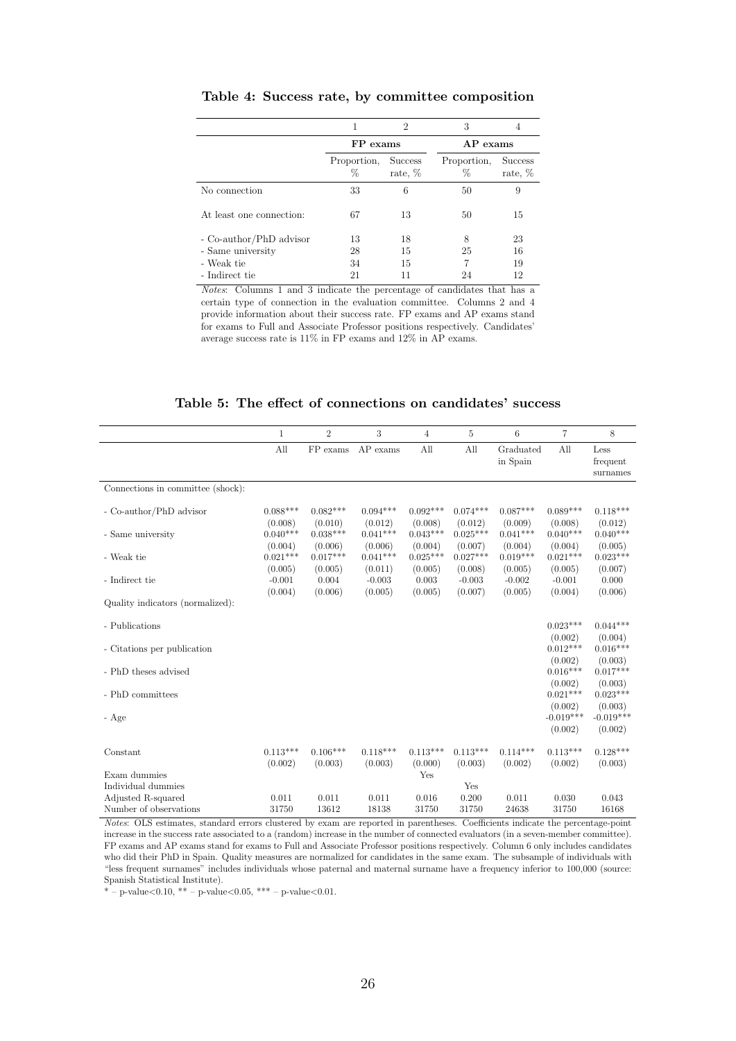**Table 4: Success rate, by committee composition**

| | 1 | 2 | 3 | 4 |
|---|---|---|---|---|
| | **FP exams** | | **AP exams** | |
| | Proportion, % | Success rate, % | Proportion, % | Success rate, % |
| No connection | 33 | 6 | 50 | 9 |
| At least one connection: | 67 | 13 | 50 | 15 |
| - Co-author/PhD advisor | 13 | 18 | 8 | 23 |
| - Same university | 28 | 15 | 25 | 16 |
| - Weak tie | 34 | 15 | 7 | 19 |
| - Indirect tie | 21 | 11 | 24 | 12 |

*Notes*: Columns 1 and 3 indicate the percentage of candidates that has a certain type of connection in the evaluation committee. Columns 2 and 4 provide information about their success rate. FP exams and AP exams stand for exams to Full and Associate Professor positions respectively. Candidates' average success rate is 11% in FP exams and 12% in AP exams.

**Table 5: The effect of connections on candidates' success**

| | 1 | 2 | 3 | 4 | 5 | 6 | 7 | 8 |
|---|---|---|---|---|---|---|---|---|
| | All | FP exams | AP exams | All | All | Graduated in Spain | All | Less frequent surnames |
| Connections in committee (shock): | | | | | | | | |
| - Co-author/PhD advisor | 0.088*** | 0.082*** | 0.094*** | 0.092*** | 0.074*** | 0.087*** | 0.089*** | 0.118*** |
| | (0.008) | (0.010) | (0.012) | (0.008) | (0.012) | (0.009) | (0.008) | (0.012) |
| - Same university | 0.040*** | 0.038*** | 0.041*** | 0.043*** | 0.025*** | 0.041*** | 0.040*** | 0.040*** |
| | (0.004) | (0.006) | (0.006) | (0.004) | (0.007) | (0.004) | (0.004) | (0.005) |
| - Weak tie | 0.021*** | 0.017*** | 0.041*** | 0.025*** | 0.027*** | 0.019*** | 0.021*** | 0.023*** |
| | (0.005) | (0.005) | (0.011) | (0.005) | (0.008) | (0.005) | (0.005) | (0.007) |
| - Indirect tie | -0.001 | 0.004 | -0.003 | 0.003 | -0.003 | -0.002 | -0.001 | 0.000 |
| | (0.004) | (0.006) | (0.005) | (0.005) | (0.007) | (0.005) | (0.004) | (0.006) |
| Quality indicators (normalized): | | | | | | | | |
| - Publications | | | | | | | 0.023*** | 0.044*** |
| | | | | | | | (0.002) | (0.004) |
| - Citations per publication | | | | | | | 0.012*** | 0.016*** |
| | | | | | | | (0.002) | (0.003) |
| - PhD theses advised | | | | | | | 0.016*** | 0.017*** |
| | | | | | | | (0.002) | (0.003) |
| - PhD committees | | | | | | | 0.021*** | 0.023*** |
| | | | | | | | (0.002) | (0.003) |
| - Age | | | | | | | -0.019*** | -0.019*** |
| | | | | | | | (0.002) | (0.002) |
| Constant | 0.113*** | 0.106*** | 0.118*** | 0.113*** | 0.113*** | 0.114*** | 0.113*** | 0.128*** |
| | (0.002) | (0.003) | (0.003) | (0.000) | (0.003) | (0.002) | (0.002) | (0.003) |
| Exam dummies | | | | Yes | | | | |
| Individual dummies | | | | | Yes | | | |
| Adjusted R-squared | 0.011 | 0.011 | 0.011 | 0.016 | 0.200 | 0.011 | 0.030 | 0.043 |
| Number of observations | 31750 | 13612 | 18138 | 31750 | 31750 | 24638 | 31750 | 16168 |

*Notes*: OLS estimates, standard errors clustered by exam are reported in parentheses. Coefficients indicate the percentage-point increase in the success rate associated to a (random) increase in the number of connected evaluators (in a seven-member committee). FP exams and AP exams stand for exams to Full and Associate Professor positions respectively. Column 6 only includes candidates who did their PhD in Spain. Quality measures are normalized for candidates in the same exam. The subsample of individuals with "less frequent surnames" includes individuals whose paternal and maternal surname have a frequency inferior to 100,000 (source: Spanish Statistical Institute).

* – p-value<0.10, ** – p-value<0.05, *** – p-value<0.01.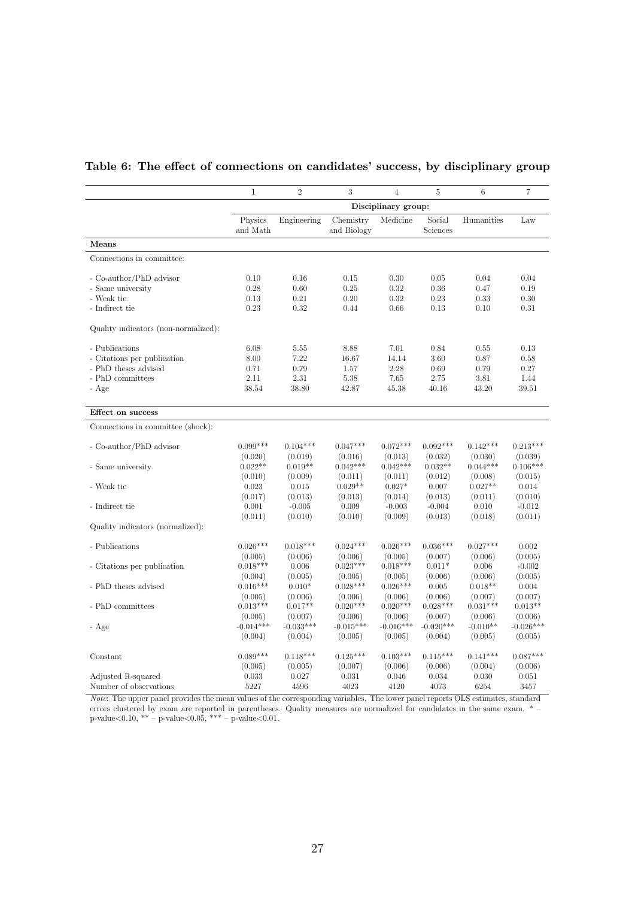**Table 6: The effect of connections on candidates' success, by disciplinary group**

| | 1 | 2 | 3 | 4 | 5 | 6 | 7 |
|---|---|---|---|---|---|---|---|
| | Disciplinary group: | | | | | | |
| | Physics and Math | Engineering | Chemistry and Biology | Medicine | Social Sciences | Humanities | Law |
| **Means** | | | | | | | |
| Connections in committee: | | | | | | | |
| - Co-author/PhD advisor | 0.10 | 0.16 | 0.15 | 0.30 | 0.05 | 0.04 | 0.04 |
| - Same university | 0.28 | 0.60 | 0.25 | 0.32 | 0.36 | 0.47 | 0.19 |
| - Weak tie | 0.13 | 0.21 | 0.20 | 0.32 | 0.23 | 0.33 | 0.30 |
| - Indirect tie | 0.23 | 0.32 | 0.44 | 0.66 | 0.13 | 0.10 | 0.31 |
| Quality indicators (non-normalized): | | | | | | | |
| - Publications | 6.08 | 5.55 | 8.88 | 7.01 | 0.84 | 0.55 | 0.13 |
| - Citations per publication | 8.00 | 7.22 | 16.67 | 14.14 | 3.60 | 0.87 | 0.58 |
| - PhD theses advised | 0.71 | 0.79 | 1.57 | 2.28 | 0.69 | 0.79 | 0.27 |
| - PhD committees | 2.11 | 2.31 | 5.38 | 7.65 | 2.75 | 3.81 | 1.44 |
| - Age | 38.54 | 38.80 | 42.87 | 45.38 | 40.16 | 43.20 | 39.51 |
| **Effect on success** | | | | | | | |
| Connections in committee (shock): | | | | | | | |
| - Co-author/PhD advisor | 0.099*** | 0.104*** | 0.047*** | 0.072*** | 0.092*** | 0.142*** | 0.213*** |
| | (0.020) | (0.019) | (0.016) | (0.013) | (0.032) | (0.030) | (0.039) |
| - Same university | 0.022** | 0.019** | 0.042*** | 0.042*** | 0.032** | 0.044*** | 0.106*** |
| | (0.010) | (0.009) | (0.011) | (0.011) | (0.012) | (0.008) | (0.015) |
| - Weak tie | 0.023 | 0.015 | 0.029** | 0.027* | 0.007 | 0.027** | 0.014 |
| | (0.017) | (0.013) | (0.013) | (0.014) | (0.013) | (0.011) | (0.010) |
| - Indirect tie | 0.001 | -0.005 | 0.009 | -0.003 | -0.004 | 0.010 | -0.012 |
| | (0.011) | (0.010) | (0.010) | (0.009) | (0.013) | (0.018) | (0.011) |
| Quality indicators (normalized): | | | | | | | |
| - Publications | 0.026*** | 0.018*** | 0.024*** | 0.026*** | 0.036*** | 0.027*** | 0.002 |
| | (0.005) | (0.006) | (0.006) | (0.005) | (0.007) | (0.006) | (0.005) |
| - Citations per publication | 0.018*** | 0.006 | 0.023*** | 0.018*** | 0.011* | 0.006 | -0.002 |
| | (0.004) | (0.005) | (0.005) | (0.005) | (0.006) | (0.006) | (0.005) |
| - PhD theses advised | 0.016*** | 0.010* | 0.028*** | 0.026*** | 0.005 | 0.018** | 0.004 |
| | (0.005) | (0.006) | (0.006) | (0.006) | (0.006) | (0.007) | (0.007) |
| - PhD committees | 0.013*** | 0.017** | 0.020*** | 0.020*** | 0.028*** | 0.031*** | 0.013** |
| | (0.005) | (0.007) | (0.006) | (0.006) | (0.007) | (0.006) | (0.006) |
| - Age | -0.014*** | -0.033*** | -0.015*** | -0.016*** | -0.020*** | -0.010** | -0.026*** |
| | (0.004) | (0.004) | (0.005) | (0.005) | (0.004) | (0.005) | (0.005) |
| Constant | 0.089*** | 0.118*** | 0.125*** | 0.103*** | 0.115*** | 0.141*** | 0.087*** |
| | (0.005) | (0.005) | (0.007) | (0.006) | (0.006) | (0.004) | (0.006) |
| Adjusted R-squared | 0.033 | 0.027 | 0.031 | 0.046 | 0.034 | 0.030 | 0.051 |
| Number of observations | 5227 | 4596 | 4023 | 4120 | 4073 | 6254 | 3457 |

*Note*: The upper panel provides the mean values of the corresponding variables. The lower panel reports OLS estimates, standard errors clustered by exam are reported in parentheses. Quality measures are normalized for candidates in the same exam. * – p-value<0.10, ** – p-value<0.05, *** – p-value<0.01.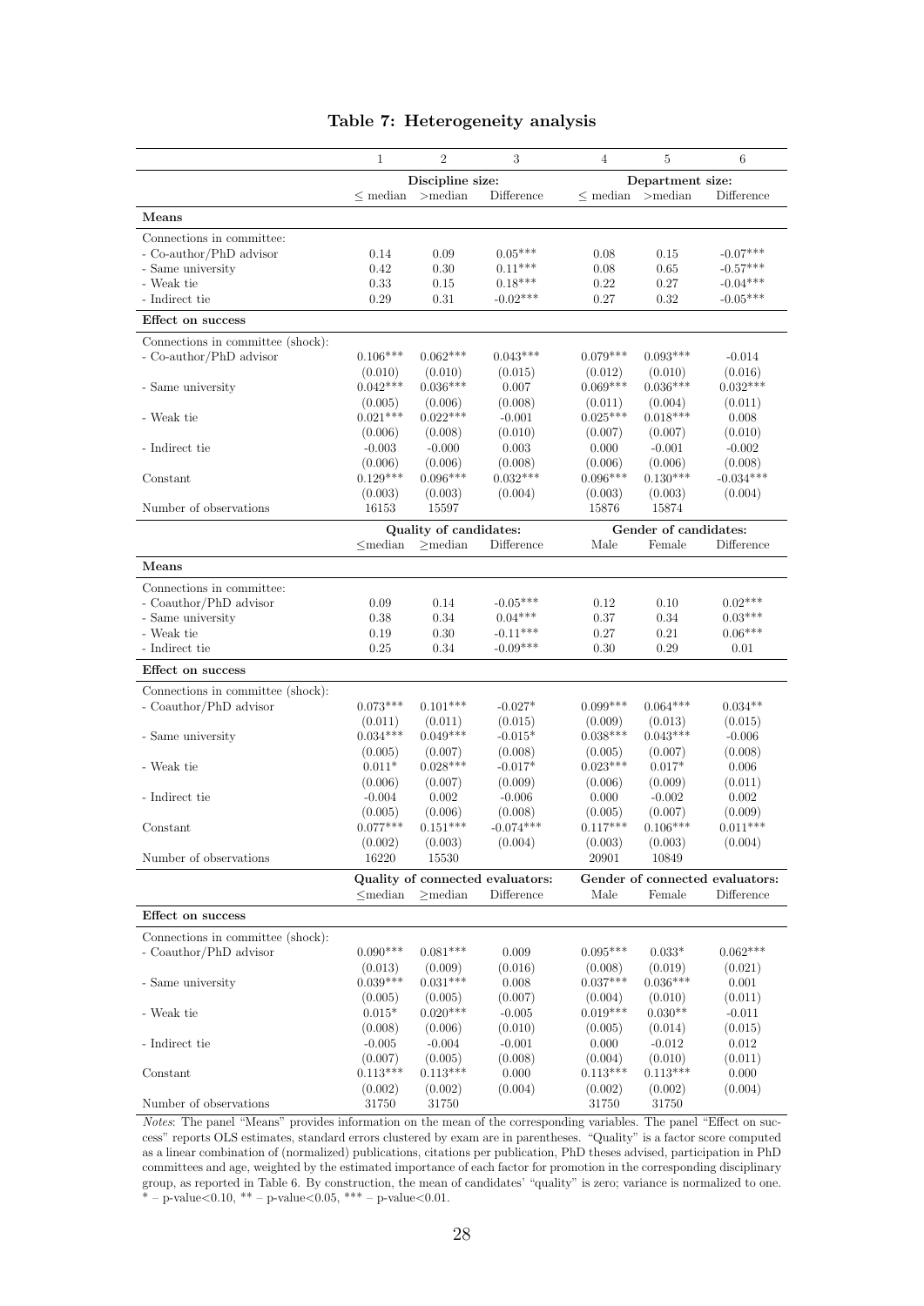# Table 7: Heterogeneity analysis

| | 1 | 2 | 3 | 4 | 5 | 6 |
|---|---|---|---|---|---|---|
| | Discipline size: | | | Department size: | | |
| | ≤ median | >median | Difference | ≤ median | >median | Difference |
| **Means** | | | | | | |
| Connections in committee: | | | | | | |
| - Co-author/PhD advisor | 0.14 | 0.09 | 0.05*** | 0.08 | 0.15 | -0.07*** |
| - Same university | 0.42 | 0.30 | 0.11*** | 0.08 | 0.65 | -0.57*** |
| - Weak tie | 0.33 | 0.15 | 0.18*** | 0.22 | 0.27 | -0.04*** |
| - Indirect tie | 0.29 | 0.31 | -0.02*** | 0.27 | 0.32 | -0.05*** |
| **Effect on success** | | | | | | |
| Connections in committee (shock): | | | | | | |
| - Co-author/PhD advisor | 0.106*** | 0.062*** | 0.043*** | 0.079*** | 0.093*** | -0.014 |
| | (0.010) | (0.010) | (0.015) | (0.012) | (0.010) | (0.016) |
| - Same university | 0.042*** | 0.036*** | 0.007 | 0.069*** | 0.036*** | 0.032*** |
| | (0.005) | (0.006) | (0.008) | (0.011) | (0.004) | (0.011) |
| - Weak tie | 0.021*** | 0.022*** | -0.001 | 0.025*** | 0.018*** | 0.008 |
| | (0.006) | (0.008) | (0.010) | (0.007) | (0.007) | (0.010) |
| - Indirect tie | -0.003 | -0.000 | 0.003 | 0.000 | -0.001 | -0.002 |
| | (0.006) | (0.006) | (0.008) | (0.006) | (0.006) | (0.008) |
| Constant | 0.129*** | 0.096*** | 0.032*** | 0.096*** | 0.130*** | -0.034*** |
| | (0.003) | (0.003) | (0.004) | (0.003) | (0.003) | (0.004) |
| Number of observations | 16153 | 15597 | | 15876 | 15874 | |
| | Quality of candidates: | | | Gender of candidates: | | |
| | ≤median | ≥median | Difference | Male | Female | Difference |
| **Means** | | | | | | |
| Connections in committee: | | | | | | |
| - Coauthor/PhD advisor | 0.09 | 0.14 | -0.05*** | 0.12 | 0.10 | 0.02*** |
| - Same university | 0.38 | 0.34 | 0.04*** | 0.37 | 0.34 | 0.03*** |
| - Weak tie | 0.19 | 0.30 | -0.11*** | 0.27 | 0.21 | 0.06*** |
| - Indirect tie | 0.25 | 0.34 | -0.09*** | 0.30 | 0.29 | 0.01 |
| **Effect on success** | | | | | | |
| Connections in committee (shock): | | | | | | |
| - Coauthor/PhD advisor | 0.073*** | 0.101*** | -0.027* | 0.099*** | 0.064*** | 0.034** |
| | (0.011) | (0.011) | (0.015) | (0.009) | (0.013) | (0.015) |
| - Same university | 0.034*** | 0.049*** | -0.015* | 0.038*** | 0.043*** | -0.006 |
| | (0.005) | (0.007) | (0.008) | (0.005) | (0.007) | (0.008) |
| - Weak tie | 0.011* | 0.028*** | -0.017* | 0.023*** | 0.017* | 0.006 |
| | (0.006) | (0.007) | (0.009) | (0.006) | (0.009) | (0.011) |
| - Indirect tie | -0.004 | 0.002 | -0.006 | 0.000 | -0.002 | 0.002 |
| | (0.005) | (0.006) | (0.008) | (0.005) | (0.007) | (0.009) |
| Constant | 0.077*** | 0.151*** | -0.074*** | 0.117*** | 0.106*** | 0.011*** |
| | (0.002) | (0.003) | (0.004) | (0.003) | (0.003) | (0.004) |
| Number of observations | 16220 | 15530 | | 20901 | 10849 | |
| | Quality of connected evaluators: | | | Gender of connected evaluators: | | |
| | ≤median | ≥median | Difference | Male | Female | Difference |
| **Effect on success** | | | | | | |
| Connections in committee (shock): | | | | | | |
| - Coauthor/PhD advisor | 0.090*** | 0.081*** | 0.009 | 0.095*** | 0.033* | 0.062*** |
| | (0.013) | (0.009) | (0.016) | (0.008) | (0.019) | (0.021) |
| - Same university | 0.039*** | 0.031*** | 0.008 | 0.037*** | 0.036*** | 0.001 |
| | (0.005) | (0.005) | (0.007) | (0.004) | (0.010) | (0.011) |
| - Weak tie | 0.015* | 0.020*** | -0.005 | 0.019*** | 0.030** | -0.011 |
| | (0.008) | (0.006) | (0.010) | (0.005) | (0.014) | (0.015) |
| - Indirect tie | -0.005 | -0.004 | -0.001 | 0.000 | -0.012 | 0.012 |
| | (0.007) | (0.005) | (0.008) | (0.004) | (0.010) | (0.011) |
| Constant | 0.113*** | 0.113*** | 0.000 | 0.113*** | 0.113*** | 0.000 |
| | (0.002) | (0.002) | (0.004) | (0.002) | (0.002) | (0.004) |
| Number of observations | 31750 | 31750 | | 31750 | 31750 | |

*Notes*: The panel "Means" provides information on the mean of the corresponding variables. The panel "Effect on success" reports OLS estimates, standard errors clustered by exam are in parentheses. "Quality" is a factor score computed as a linear combination of (normalized) publications, citations per publication, PhD theses advised, participation in PhD committees and age, weighted by the estimated importance of each factor for promotion in the corresponding disciplinary group, as reported in Table 6. By construction, the mean of candidates' "quality" is zero; variance is normalized to one. * – p-value<0.10, ** – p-value<0.05, *** – p-value<0.01.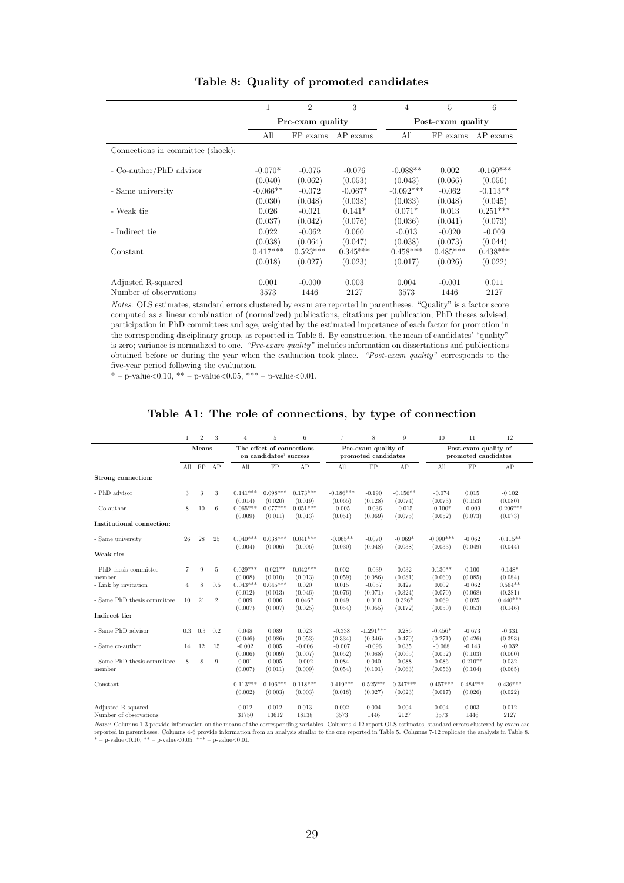**Table 8: Quality of promoted candidates**

| | 1 | 2 | 3 | 4 | 5 | 6 |
|---|---|---|---|---|---|---|
| | Pre-exam quality | | | Post-exam quality | | |
| | All | FP exams | AP exams | All | FP exams | AP exams |
| Connections in committee (shock): | | | | | | |
| - Co-author/PhD advisor | -0.070* | -0.075 | -0.076 | -0.088** | 0.002 | -0.160*** |
| | (0.040) | (0.062) | (0.053) | (0.043) | (0.066) | (0.056) |
| - Same university | -0.066** | -0.072 | -0.067* | -0.092*** | -0.062 | -0.113** |
| | (0.030) | (0.048) | (0.038) | (0.033) | (0.048) | (0.045) |
| - Weak tie | 0.026 | -0.021 | 0.141* | 0.071* | 0.013 | 0.251*** |
| | (0.037) | (0.042) | (0.076) | (0.036) | (0.041) | (0.073) |
| - Indirect tie | 0.022 | -0.062 | 0.060 | -0.013 | -0.020 | -0.009 |
| | (0.038) | (0.064) | (0.047) | (0.038) | (0.073) | (0.044) |
| Constant | 0.417*** | 0.523*** | 0.345*** | 0.458*** | 0.485*** | 0.438*** |
| | (0.018) | (0.027) | (0.023) | (0.017) | (0.026) | (0.022) |
| Adjusted R-squared | 0.001 | -0.000 | 0.003 | 0.004 | -0.001 | 0.011 |
| Number of observations | 3573 | 1446 | 2127 | 3573 | 1446 | 2127 |

*Notes*: OLS estimates, standard errors clustered by exam are reported in parentheses. "Quality" is a factor score computed as a linear combination of (normalized) publications, citations per publication, PhD theses advised, participation in PhD committees and age, weighted by the estimated importance of each factor for promotion in the corresponding disciplinary group, as reported in Table 6. By construction, the mean of candidates' "quality" is zero; variance is normalized to one. *"Pre-exam quality"* includes information on dissertations and publications obtained before or during the year when the evaluation took place. *"Post-exam quality"* corresponds to the five-year period following the evaluation.
* – p-value<0.10, ** – p-value<0.05, *** – p-value<0.01.

**Table A1: The role of connections, by type of connection**

| | 1 | 2 | 3 | 4 | 5 | 6 | 7 | 8 | 9 | 10 | 11 | 12 |
|---|---|---|---|---|---|---|---|---|---|---|---|---|
| | Means | | | The effect of connections on candidates' success | | | Pre-exam quality of promoted candidates | | | Post-exam quality of promoted candidates | | |
| | All | FP | AP | All | FP | AP | All | FP | AP | All | FP | AP |
| **Strong connection:** | | | | | | | | | | | | |
| - PhD advisor | 3 | 3 | 3 | 0.141*** | 0.098*** | 0.173*** | -0.186*** | -0.190 | -0.156** | -0.074 | 0.015 | -0.102 |
| | | | | (0.014) | (0.020) | (0.019) | (0.065) | (0.128) | (0.074) | (0.073) | (0.153) | (0.080) |
| - Co-author | 8 | 10 | 6 | 0.065*** | 0.077*** | 0.051*** | -0.005 | -0.036 | -0.015 | -0.100* | -0.009 | -0.206*** |
| | | | | (0.009) | (0.011) | (0.013) | (0.051) | (0.069) | (0.075) | (0.052) | (0.073) | (0.073) |
| **Institutional connection:** | | | | | | | | | | | | |
| - Same university | 26 | 28 | 25 | 0.040*** | 0.038*** | 0.041*** | -0.065** | -0.070 | -0.069* | -0.090*** | -0.062 | -0.115** |
| | | | | (0.004) | (0.006) | (0.006) | (0.030) | (0.048) | (0.038) | (0.033) | (0.049) | (0.044) |
| **Weak tie:** | | | | | | | | | | | | |
| - PhD thesis committee member | 7 | 9 | 5 | 0.029*** | 0.021** | 0.042*** | 0.002 | -0.039 | 0.032 | 0.130** | 0.100 | 0.148* |
| | | | | (0.008) | (0.010) | (0.013) | (0.059) | (0.086) | (0.081) | (0.060) | (0.085) | (0.084) |
| - Link by invitation | 4 | 8 | 0.5 | 0.043*** | 0.045*** | 0.020 | 0.015 | -0.057 | 0.427 | 0.002 | -0.062 | 0.564** |
| | | | | (0.012) | (0.013) | (0.046) | (0.076) | (0.071) | (0.324) | (0.070) | (0.068) | (0.281) |
| - Same PhD thesis committee | 10 | 21 | 2 | 0.009 | 0.006 | 0.046* | 0.049 | 0.010 | 0.326* | 0.069 | 0.025 | 0.440*** |
| | | | | (0.007) | (0.007) | (0.025) | (0.054) | (0.055) | (0.172) | (0.050) | (0.053) | (0.146) |
| **Indirect tie:** | | | | | | | | | | | | |
| - Same PhD advisor | 0.3 | 0.3 | 0.2 | 0.048 | 0.089 | 0.023 | -0.338 | -1.291*** | 0.286 | -0.456* | -0.673 | -0.331 |
| | | | | (0.046) | (0.086) | (0.053) | (0.334) | (0.346) | (0.479) | (0.271) | (0.426) | (0.393) |
| - Same co-author | 14 | 12 | 15 | -0.002 | 0.005 | -0.006 | -0.007 | -0.096 | 0.035 | -0.068 | -0.143 | -0.032 |
| | | | | (0.006) | (0.009) | (0.007) | (0.052) | (0.088) | (0.065) | (0.052) | (0.103) | (0.060) |
| - Same PhD thesis committee member | 8 | 8 | 9 | 0.001 | 0.005 | -0.002 | 0.084 | 0.040 | 0.088 | 0.086 | 0.210** | 0.032 |
| | | | | (0.007) | (0.011) | (0.009) | (0.054) | (0.101) | (0.063) | (0.056) | (0.104) | (0.065) |
| Constant | | | | 0.113*** | 0.106*** | 0.118*** | 0.419*** | 0.525*** | 0.347*** | 0.457*** | 0.484*** | 0.436*** |
| | | | | (0.002) | (0.003) | (0.003) | (0.018) | (0.027) | (0.023) | (0.017) | (0.026) | (0.022) |
| Adjusted R-squared | | | | 0.012 | 0.012 | 0.013 | 0.002 | 0.004 | 0.004 | 0.004 | 0.003 | 0.012 |
| Number of observations | | | | 31750 | 13612 | 18138 | 3573 | 1446 | 2127 | 3573 | 1446 | 2127 |

*Notes*: Columns 1-3 provide information on the means of the corresponding variables. Columns 4-12 report OLS estimates, standard errors clustered by exam are reported in parentheses. Columns 4-6 provide information from an analysis similar to the one reported in Table 5. Columns 7-12 replicate the analysis in Table 8.
* – p-value<0.10, ** – p-value<0.05, *** – p-value<0.01.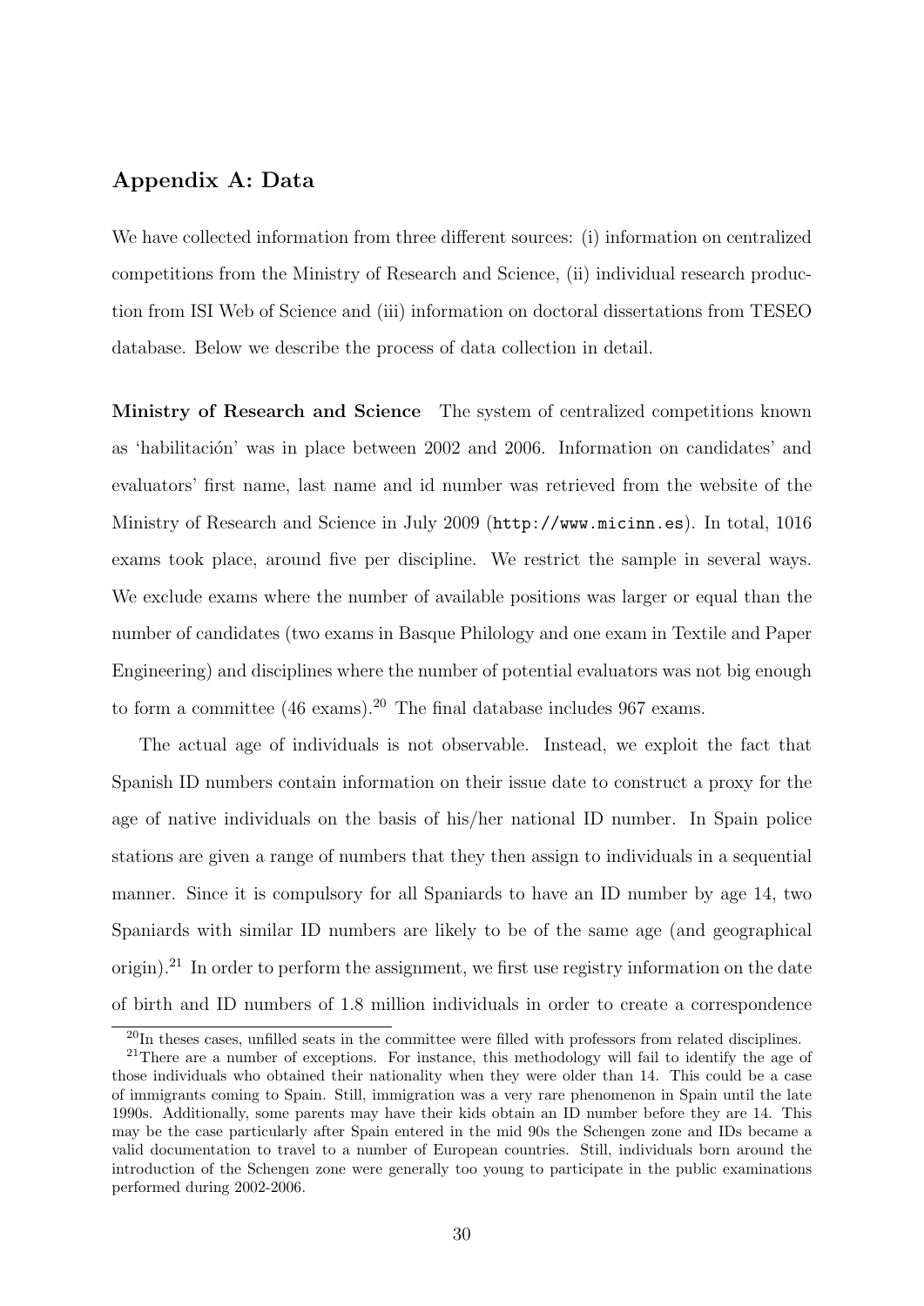## Appendix A: Data

We have collected information from three different sources: (i) information on centralized competitions from the Ministry of Research and Science, (ii) individual research production from ISI Web of Science and (iii) information on doctoral dissertations from TESEO database. Below we describe the process of data collection in detail.

**Ministry of Research and Science** The system of centralized competitions known as 'habilitación' was in place between 2002 and 2006. Information on candidates' and evaluators' first name, last name and id number was retrieved from the website of the Ministry of Research and Science in July 2009 (`http://www.micinn.es`). In total, 1016 exams took place, around five per discipline. We restrict the sample in several ways. We exclude exams where the number of available positions was larger or equal than the number of candidates (two exams in Basque Philology and one exam in Textile and Paper Engineering) and disciplines where the number of potential evaluators was not big enough to form a committee (46 exams).[20] The final database includes 967 exams.

The actual age of individuals is not observable. Instead, we exploit the fact that Spanish ID numbers contain information on their issue date to construct a proxy for the age of native individuals on the basis of his/her national ID number. In Spain police stations are given a range of numbers that they then assign to individuals in a sequential manner. Since it is compulsory for all Spaniards to have an ID number by age 14, two Spaniards with similar ID numbers are likely to be of the same age (and geographical origin).[21] In order to perform the assignment, we first use registry information on the date of birth and ID numbers of 1.8 million individuals in order to create a correspondence

[20] In theses cases, unfilled seats in the committee were filled with professors from related disciplines.

[21] There are a number of exceptions. For instance, this methodology will fail to identify the age of those individuals who obtained their nationality when they were older than 14. This could be a case of immigrants coming to Spain. Still, immigration was a very rare phenomenon in Spain until the late 1990s. Additionally, some parents may have their kids obtain an ID number before they are 14. This may be the case particularly after Spain entered in the mid 90s the Schengen zone and IDs became a valid documentation to travel to a number of European countries. Still, individuals born around the introduction of the Schengen zone were generally too young to participate in the public examinations performed during 2002-2006.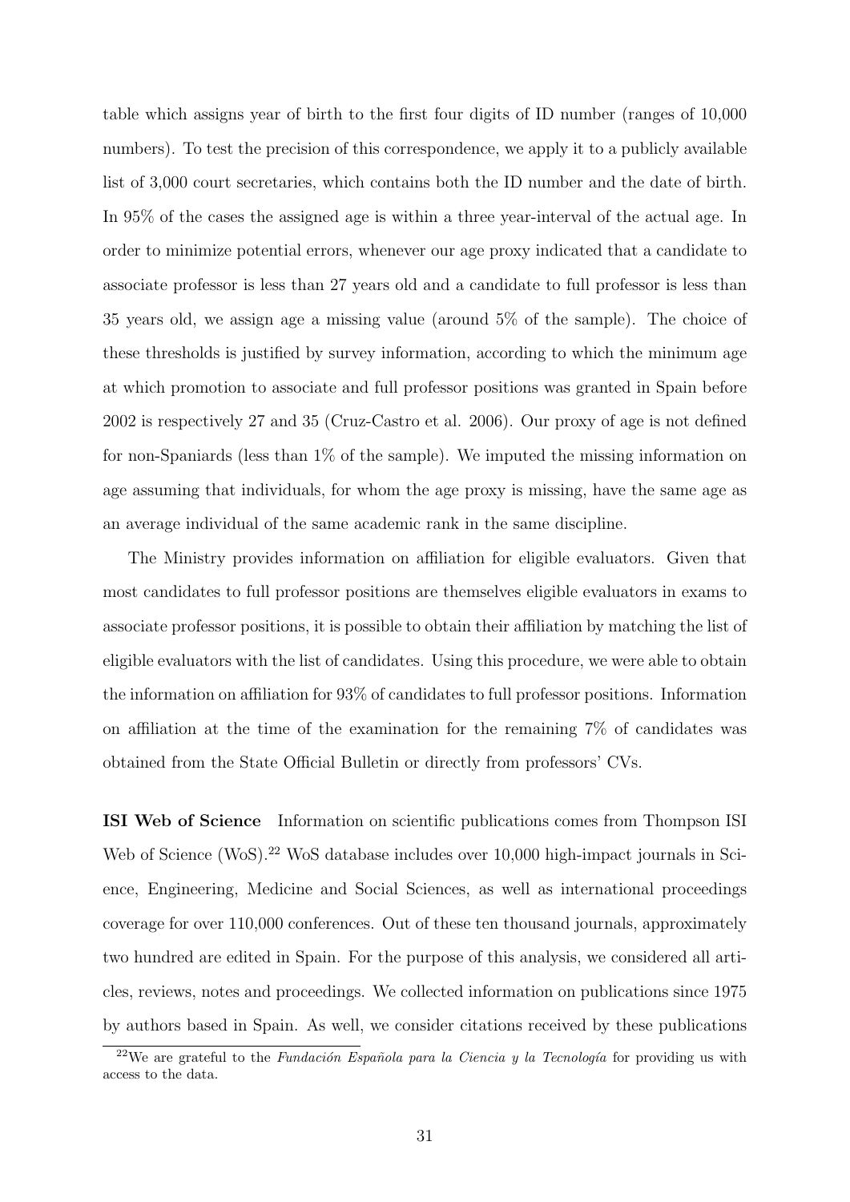table which assigns year of birth to the first four digits of ID number (ranges of 10,000 numbers). To test the precision of this correspondence, we apply it to a publicly available list of 3,000 court secretaries, which contains both the ID number and the date of birth. In 95% of the cases the assigned age is within a three year-interval of the actual age. In order to minimize potential errors, whenever our age proxy indicated that a candidate to associate professor is less than 27 years old and a candidate to full professor is less than 35 years old, we assign age a missing value (around 5% of the sample). The choice of these thresholds is justified by survey information, according to which the minimum age at which promotion to associate and full professor positions was granted in Spain before 2002 is respectively 27 and 35 (Cruz-Castro et al. 2006). Our proxy of age is not defined for non-Spaniards (less than 1% of the sample). We imputed the missing information on age assuming that individuals, for whom the age proxy is missing, have the same age as an average individual of the same academic rank in the same discipline.

The Ministry provides information on affiliation for eligible evaluators. Given that most candidates to full professor positions are themselves eligible evaluators in exams to associate professor positions, it is possible to obtain their affiliation by matching the list of eligible evaluators with the list of candidates. Using this procedure, we were able to obtain the information on affiliation for 93% of candidates to full professor positions. Information on affiliation at the time of the examination for the remaining 7% of candidates was obtained from the State Official Bulletin or directly from professors' CVs.

**ISI Web of Science** Information on scientific publications comes from Thompson ISI Web of Science (WoS).[22] WoS database includes over 10,000 high-impact journals in Science, Engineering, Medicine and Social Sciences, as well as international proceedings coverage for over 110,000 conferences. Out of these ten thousand journals, approximately two hundred are edited in Spain. For the purpose of this analysis, we considered all articles, reviews, notes and proceedings. We collected information on publications since 1975 by authors based in Spain. As well, we consider citations received by these publications

[22] We are grateful to the *Fundación Española para la Ciencia y la Tecnología* for providing us with access to the data.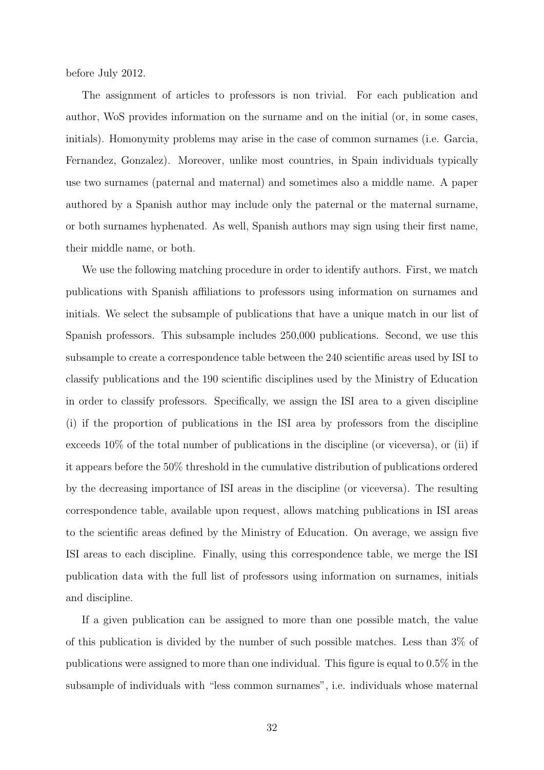before July 2012.

The assignment of articles to professors is non trivial. For each publication and author, WoS provides information on the surname and on the initial (or, in some cases, initials). Homonymity problems may arise in the case of common surnames (i.e. Garcia, Fernandez, Gonzalez). Moreover, unlike most countries, in Spain individuals typically use two surnames (paternal and maternal) and sometimes also a middle name. A paper authored by a Spanish author may include only the paternal or the maternal surname, or both surnames hyphenated. As well, Spanish authors may sign using their first name, their middle name, or both.

We use the following matching procedure in order to identify authors. First, we match publications with Spanish affiliations to professors using information on surnames and initials. We select the subsample of publications that have a unique match in our list of Spanish professors. This subsample includes 250,000 publications. Second, we use this subsample to create a correspondence table between the 240 scientific areas used by ISI to classify publications and the 190 scientific disciplines used by the Ministry of Education in order to classify professors. Specifically, we assign the ISI area to a given discipline (i) if the proportion of publications in the ISI area by professors from the discipline exceeds 10% of the total number of publications in the discipline (or viceversa), or (ii) if it appears before the 50% threshold in the cumulative distribution of publications ordered by the decreasing importance of ISI areas in the discipline (or viceversa). The resulting correspondence table, available upon request, allows matching publications in ISI areas to the scientific areas defined by the Ministry of Education. On average, we assign five ISI areas to each discipline. Finally, using this correspondence table, we merge the ISI publication data with the full list of professors using information on surnames, initials and discipline.

If a given publication can be assigned to more than one possible match, the value of this publication is divided by the number of such possible matches. Less than 3% of publications were assigned to more than one individual. This figure is equal to 0.5% in the subsample of individuals with "less common surnames", i.e. individuals whose maternal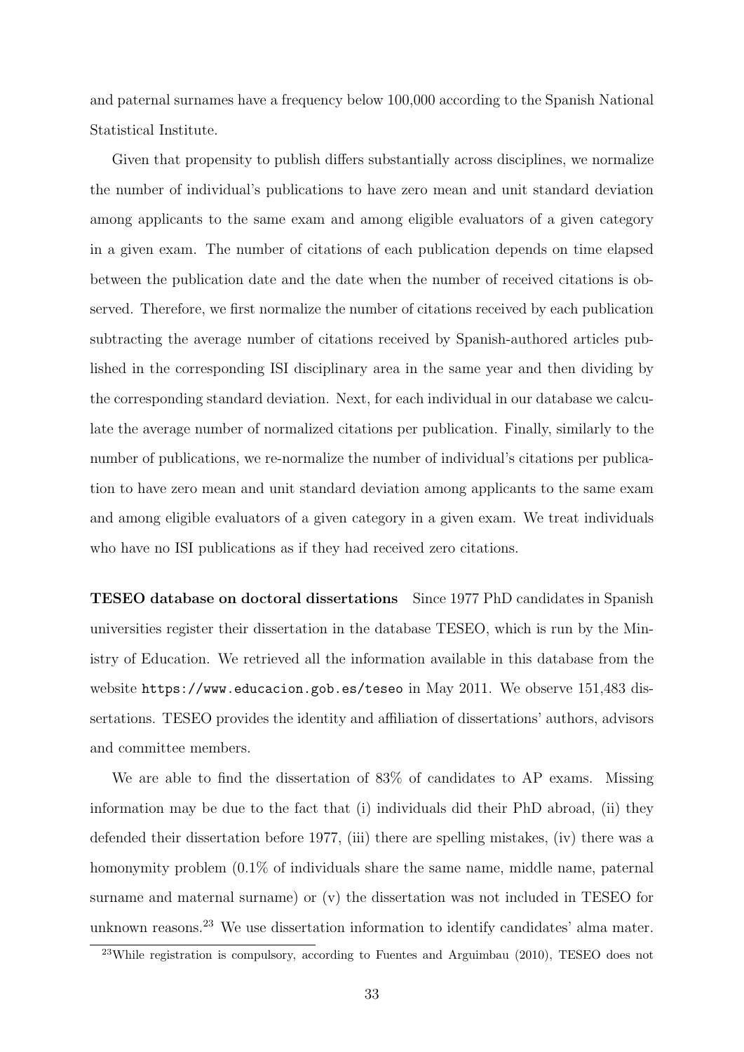and paternal surnames have a frequency below 100,000 according to the Spanish National Statistical Institute.

Given that propensity to publish differs substantially across disciplines, we normalize the number of individual's publications to have zero mean and unit standard deviation among applicants to the same exam and among eligible evaluators of a given category in a given exam. The number of citations of each publication depends on time elapsed between the publication date and the date when the number of received citations is observed. Therefore, we first normalize the number of citations received by each publication subtracting the average number of citations received by Spanish-authored articles published in the corresponding ISI disciplinary area in the same year and then dividing by the corresponding standard deviation. Next, for each individual in our database we calculate the average number of normalized citations per publication. Finally, similarly to the number of publications, we re-normalize the number of individual's citations per publication to have zero mean and unit standard deviation among applicants to the same exam and among eligible evaluators of a given category in a given exam. We treat individuals who have no ISI publications as if they had received zero citations.

**TESEO database on doctoral dissertations** Since 1977 PhD candidates in Spanish universities register their dissertation in the database TESEO, which is run by the Ministry of Education. We retrieved all the information available in this database from the website `https://www.educacion.gob.es/teseo` in May 2011. We observe 151,483 dissertations. TESEO provides the identity and affiliation of dissertations' authors, advisors and committee members.

We are able to find the dissertation of 83% of candidates to AP exams. Missing information may be due to the fact that (i) individuals did their PhD abroad, (ii) they defended their dissertation before 1977, (iii) there are spelling mistakes, (iv) there was a homonymity problem (0.1% of individuals share the same name, middle name, paternal surname and maternal surname) or (v) the dissertation was not included in TESEO for unknown reasons.[23] We use dissertation information to identify candidates' alma mater.

[23]While registration is compulsory, according to Fuentes and Arguimbau (2010), TESEO does not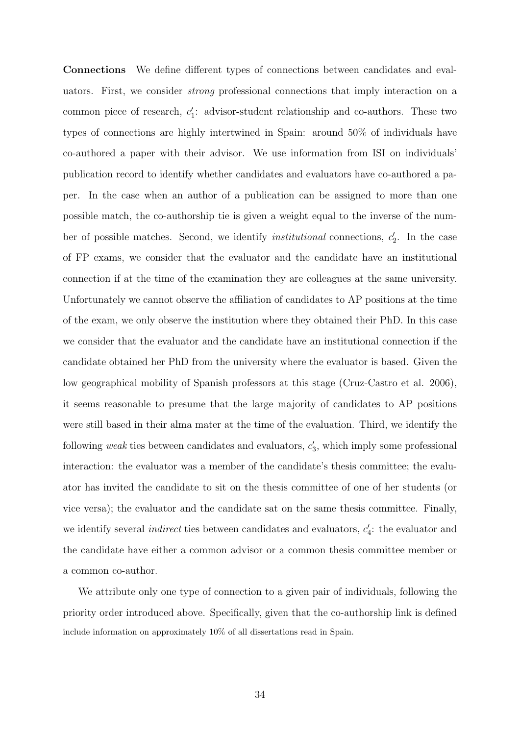**Connections** We define different types of connections between candidates and evaluators. First, we consider *strong* professional connections that imply interaction on a common piece of research, $c_1'$: advisor-student relationship and co-authors. These two types of connections are highly intertwined in Spain: around 50% of individuals have co-authored a paper with their advisor. We use information from ISI on individuals' publication record to identify whether candidates and evaluators have co-authored a paper. In the case when an author of a publication can be assigned to more than one possible match, the co-authorship tie is given a weight equal to the inverse of the number of possible matches. Second, we identify *institutional* connections, $c_2'$. In the case of FP exams, we consider that the evaluator and the candidate have an institutional connection if at the time of the examination they are colleagues at the same university. Unfortunately we cannot observe the affiliation of candidates to AP positions at the time of the exam, we only observe the institution where they obtained their PhD. In this case we consider that the evaluator and the candidate have an institutional connection if the candidate obtained her PhD from the university where the evaluator is based. Given the low geographical mobility of Spanish professors at this stage (Cruz-Castro et al. 2006), it seems reasonable to presume that the large majority of candidates to AP positions were still based in their alma mater at the time of the evaluation. Third, we identify the following *weak* ties between candidates and evaluators, $c_3'$, which imply some professional interaction: the evaluator was a member of the candidate's thesis committee; the evaluator has invited the candidate to sit on the thesis committee of one of her students (or vice versa); the evaluator and the candidate sat on the same thesis committee. Finally, we identify several *indirect* ties between candidates and evaluators, $c_4'$: the evaluator and the candidate have either a common advisor or a common thesis committee member or a common co-author.

We attribute only one type of connection to a given pair of individuals, following the priority order introduced above. Specifically, given that the co-authorship link is defined

include information on approximately 10% of all dissertations read in Spain.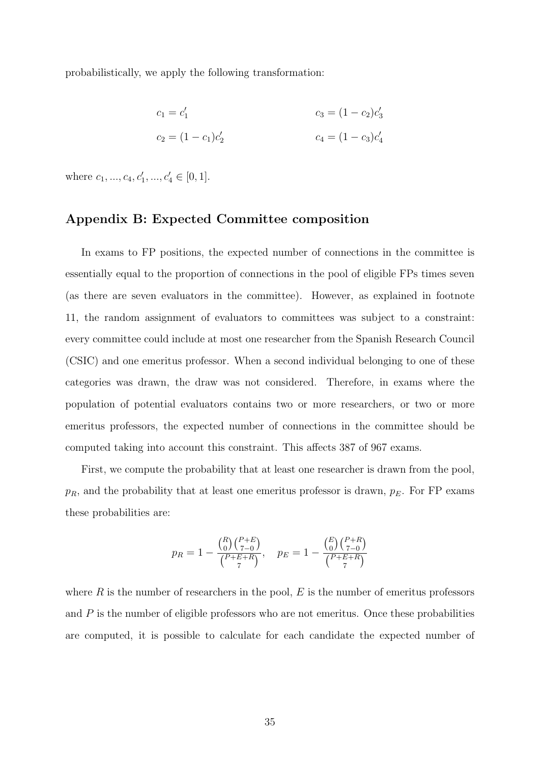probabilistically, we apply the following transformation:

$$c_1 = c'_1 \qquad\qquad c_3 = (1 - c_2)c'_3$$

$$c_2 = (1 - c_1)c'_2 \qquad\qquad c_4 = (1 - c_3)c'_4$$

where $c_1, ..., c_4, c'_1, ..., c'_4 \in [0, 1]$.

## Appendix B: Expected Committee composition

In exams to FP positions, the expected number of connections in the committee is essentially equal to the proportion of connections in the pool of eligible FPs times seven (as there are seven evaluators in the committee). However, as explained in footnote 11, the random assignment of evaluators to committees was subject to a constraint: every committee could include at most one researcher from the Spanish Research Council (CSIC) and one emeritus professor. When a second individual belonging to one of these categories was drawn, the draw was not considered. Therefore, in exams where the population of potential evaluators contains two or more researchers, or two or more emeritus professors, the expected number of connections in the committee should be computed taking into account this constraint. This affects 387 of 967 exams.

First, we compute the probability that at least one researcher is drawn from the pool, $p_R$, and the probability that at least one emeritus professor is drawn, $p_E$. For FP exams these probabilities are:

$$p_R = 1 - \frac{\binom{R}{0}\binom{P+E}{7-0}}{\binom{P+E+R}{7}}, \quad p_E = 1 - \frac{\binom{E}{0}\binom{P+R}{7-0}}{\binom{P+E+R}{7}}$$

where $R$ is the number of researchers in the pool, $E$ is the number of emeritus professors and $P$ is the number of eligible professors who are not emeritus. Once these probabilities are computed, it is possible to calculate for each candidate the expected number of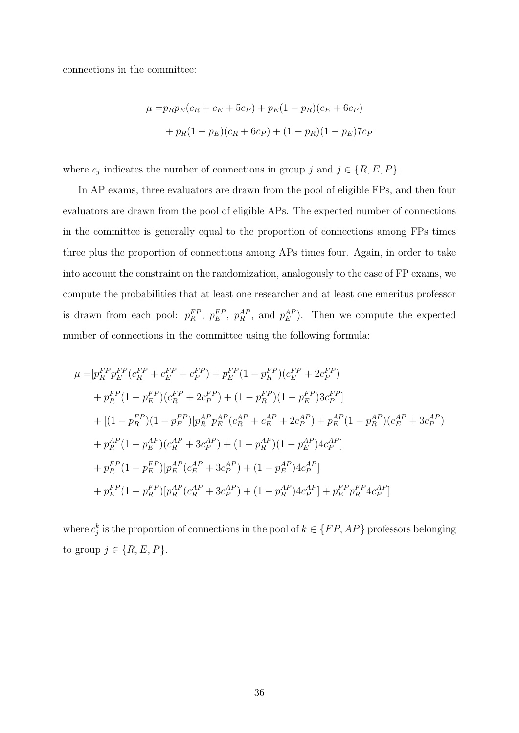connections in the committee:

$$
\begin{aligned}
\mu =& p_R p_E (c_R + c_E + 5c_P) + p_E(1-p_R)(c_E + 6c_P) \\
&+ p_R(1-p_E)(c_R + 6c_P) + (1-p_R)(1-p_E)7c_P
\end{aligned}
$$

where $c_j$ indicates the number of connections in group $j$ and $j \in \{R, E, P\}$.

In AP exams, three evaluators are drawn from the pool of eligible FPs, and then four evaluators are drawn from the pool of eligible APs. The expected number of connections in the committee is generally equal to the proportion of connections among FPs times three plus the proportion of connections among APs times four. Again, in order to take into account the constraint on the randomization, analogously to the case of FP exams, we compute the probabilities that at least one researcher and at least one emeritus professor is drawn from each pool: $p_R^{FP}$, $p_E^{FP}$, $p_R^{AP}$, and $p_E^{AP}$). Then we compute the expected number of connections in the committee using the following formula:

$$
\begin{aligned}
\mu =& [p_R^{FP} p_E^{FP} (c_R^{FP} + c_E^{FP} + c_P^{FP}) + p_E^{FP}(1-p_R^{FP})(c_E^{FP} + 2c_P^{FP}) \\
&+ p_R^{FP}(1-p_E^{FP})(c_R^{FP} + 2c_P^{FP}) + (1-p_R^{FP})(1-p_E^{FP})3c_P^{FP}] \\
&+ [(1-p_R^{FP})(1-p_E^{FP})[p_R^{AP} p_E^{AP}(c_R^{AP} + c_E^{AP} + 2c_P^{AP}) + p_E^{AP}(1-p_R^{AP})(c_E^{AP} + 3c_P^{AP}) \\
&+ p_R^{AP}(1-p_E^{AP})(c_R^{AP} + 3c_P^{AP}) + (1-p_R^{AP})(1-p_E^{AP})4c_P^{AP}] \\
&+ p_R^{FP}(1-p_E^{FP})[p_E^{AP}(c_E^{AP} + 3c_P^{AP}) + (1-p_E^{AP})4c_P^{AP}] \\
&+ p_E^{FP}(1-p_R^{FP})[p_R^{AP}(c_R^{AP} + 3c_P^{AP}) + (1-p_R^{AP})4c_P^{AP}] + p_E^{FP} p_R^{FP} 4c_P^{AP}]
\end{aligned}
$$

where $c_j^k$ is the proportion of connections in the pool of $k \in \{FP, AP\}$ professors belonging to group $j \in \{R, E, P\}$.